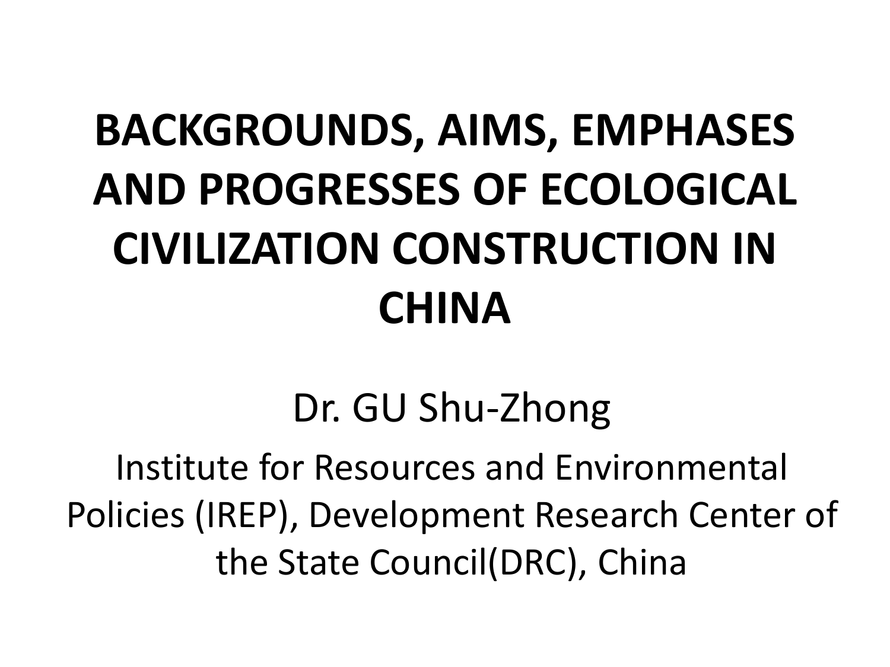# BACKGROUNDS, AIMS, EMPHASES AND PROGRESSES OF ECOLOGICAL CIVILIZATION CONSTRUCTION IN CHINA

Dr. GU Shu-Zhong

Institute for Resources and Environmental Policies (IREP), Development Research Center of the State Council(DRC), China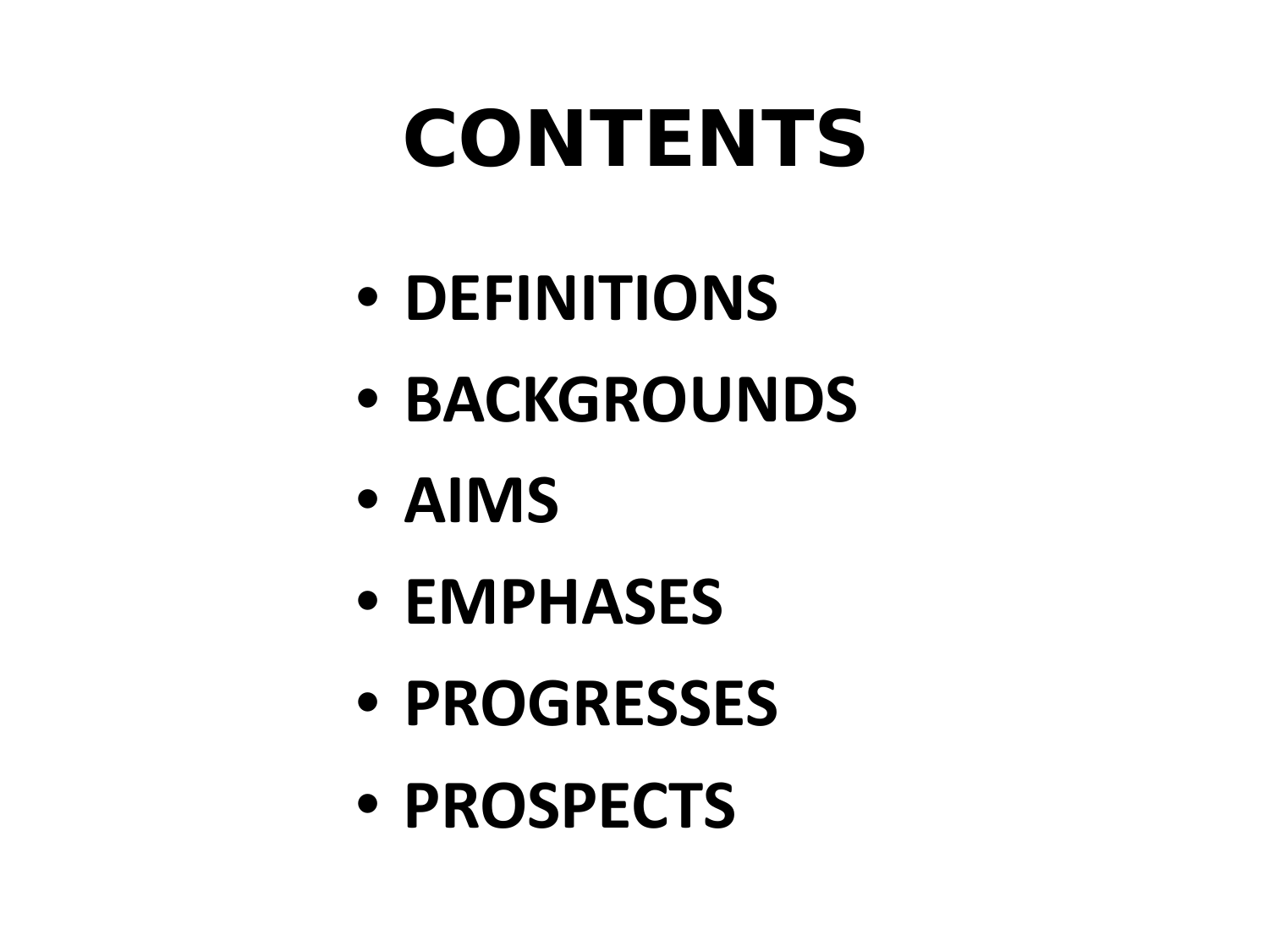# CONTENTS

- **DEFINITIONS**
- **BACKGROUNDS**
- **AIMS**
- **EMPHASES**
- **PROGRESSES**
- **PROSPECTS**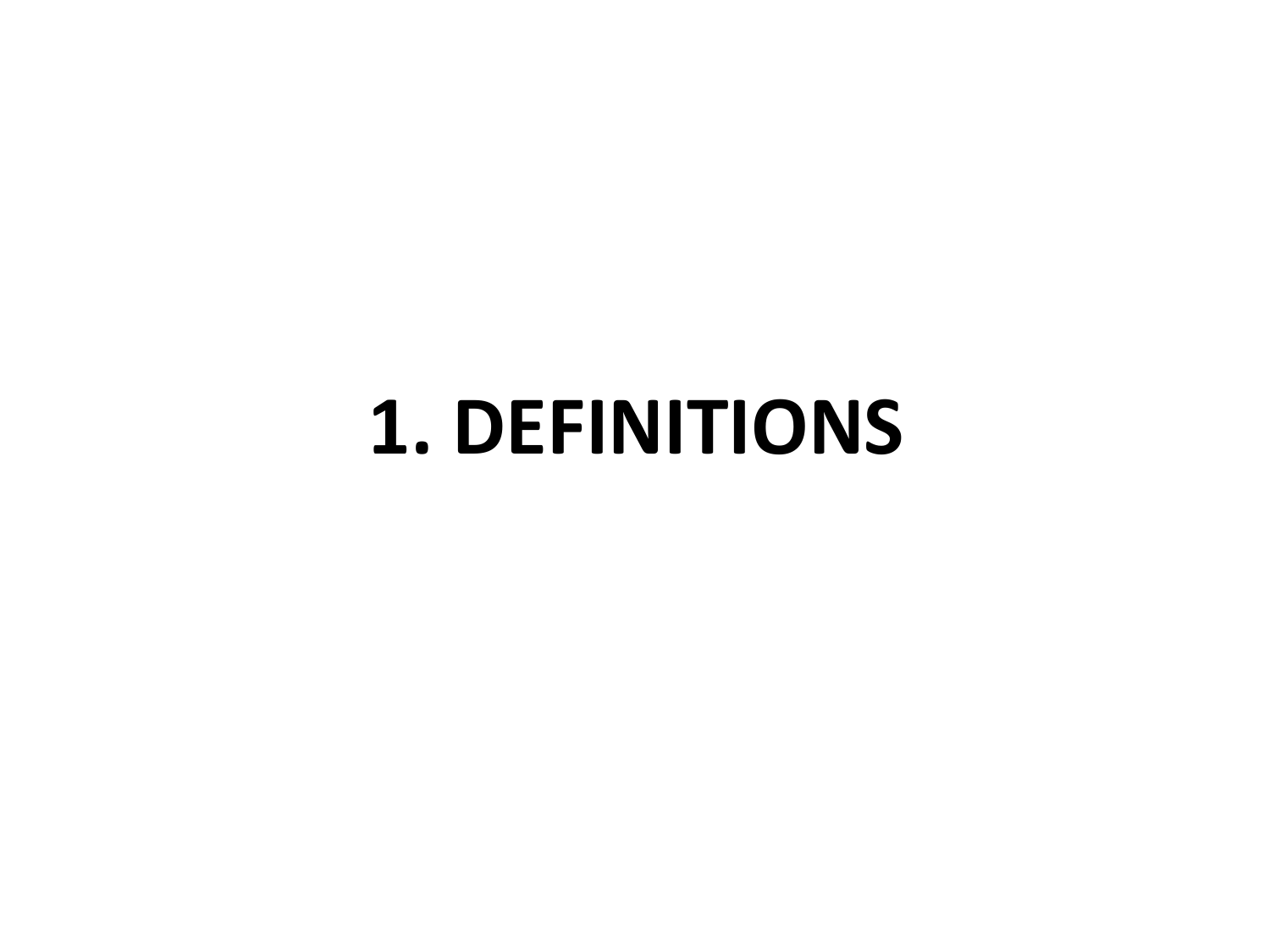# 1. DEFINITIONS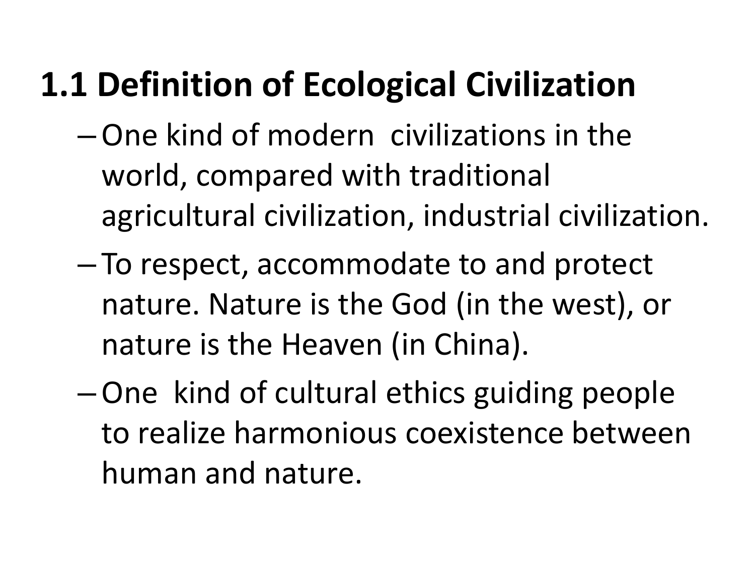## 1.1 Definition of Ecological Civilization

- One kind of modern civilizations in the world, compared with traditional agricultural civilization, industrial civilization.
- To respect, accommodate to and protect nature. Nature is the God (in the west), or nature is the Heaven (in China).
- One kind of cultural ethics guiding people to realize harmonious coexistence between human and nature.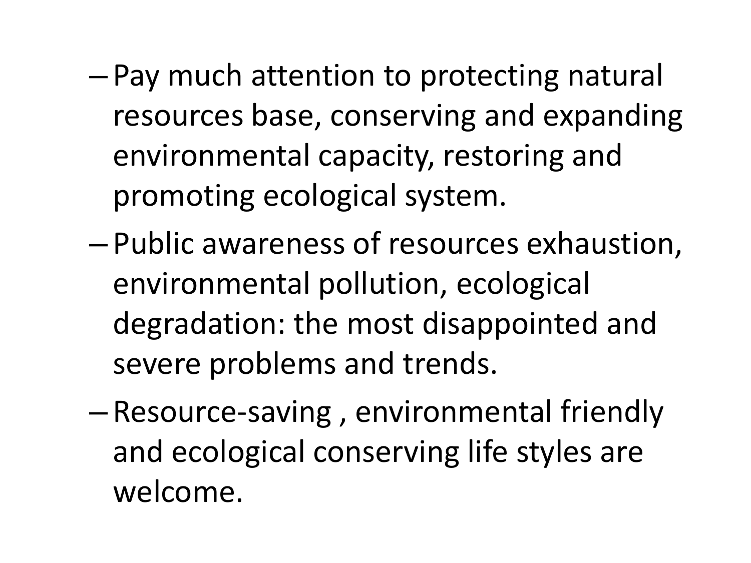- Pay much attention to protecting natural resources base, conserving and expanding environmental capacity, restoring and promoting ecological system.
- Public awareness of resources exhaustion, environmental pollution, ecological degradation: the most disappointed and severe problems and trends.
- Resource-saving , environmental friendly and ecological conserving life styles are welcome.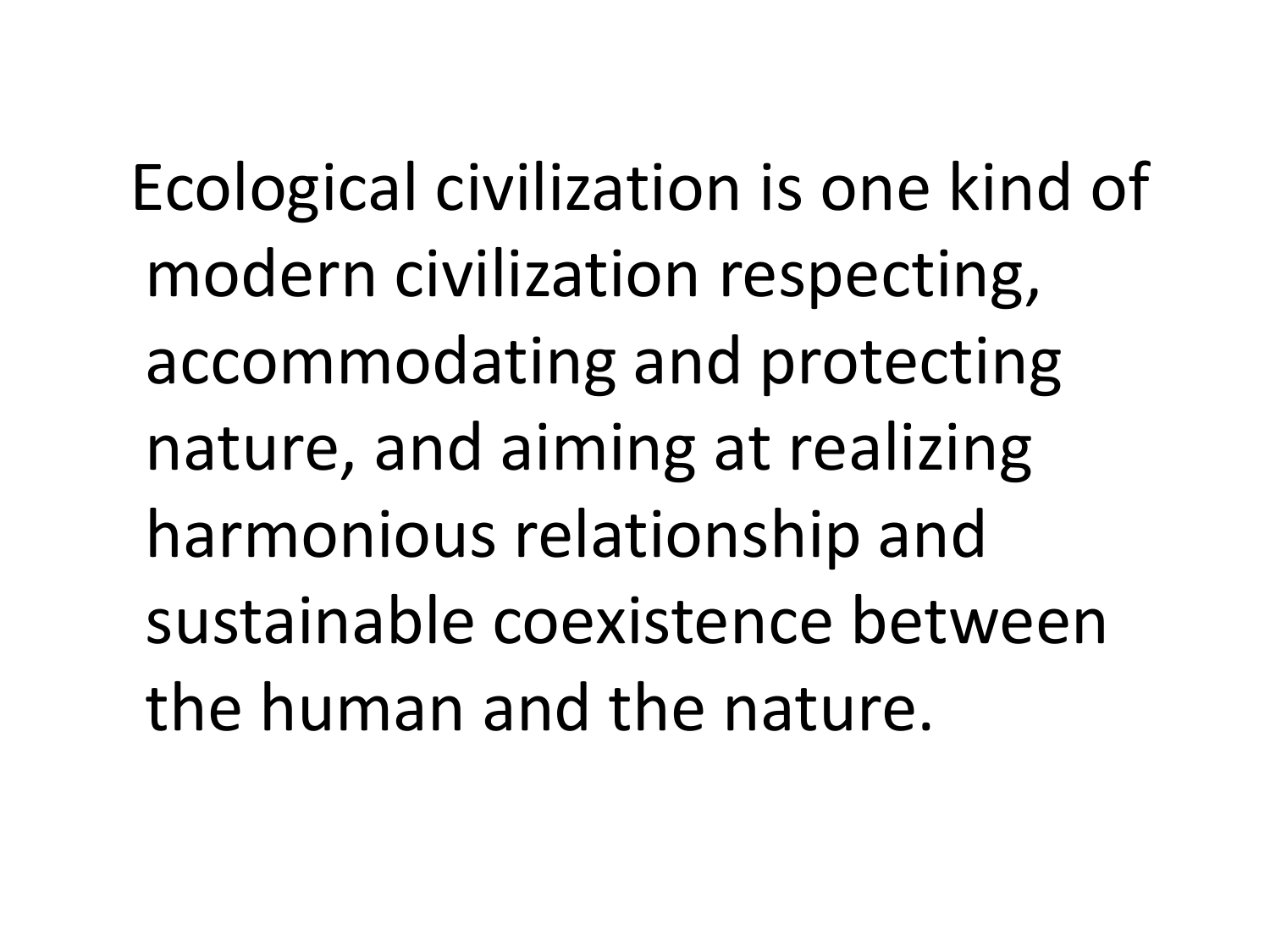Ecological civilization is one kind of modern civilization respecting, accommodating and protecting nature, and aiming at realizing harmonious relationship and sustainable coexistence between the human and the nature.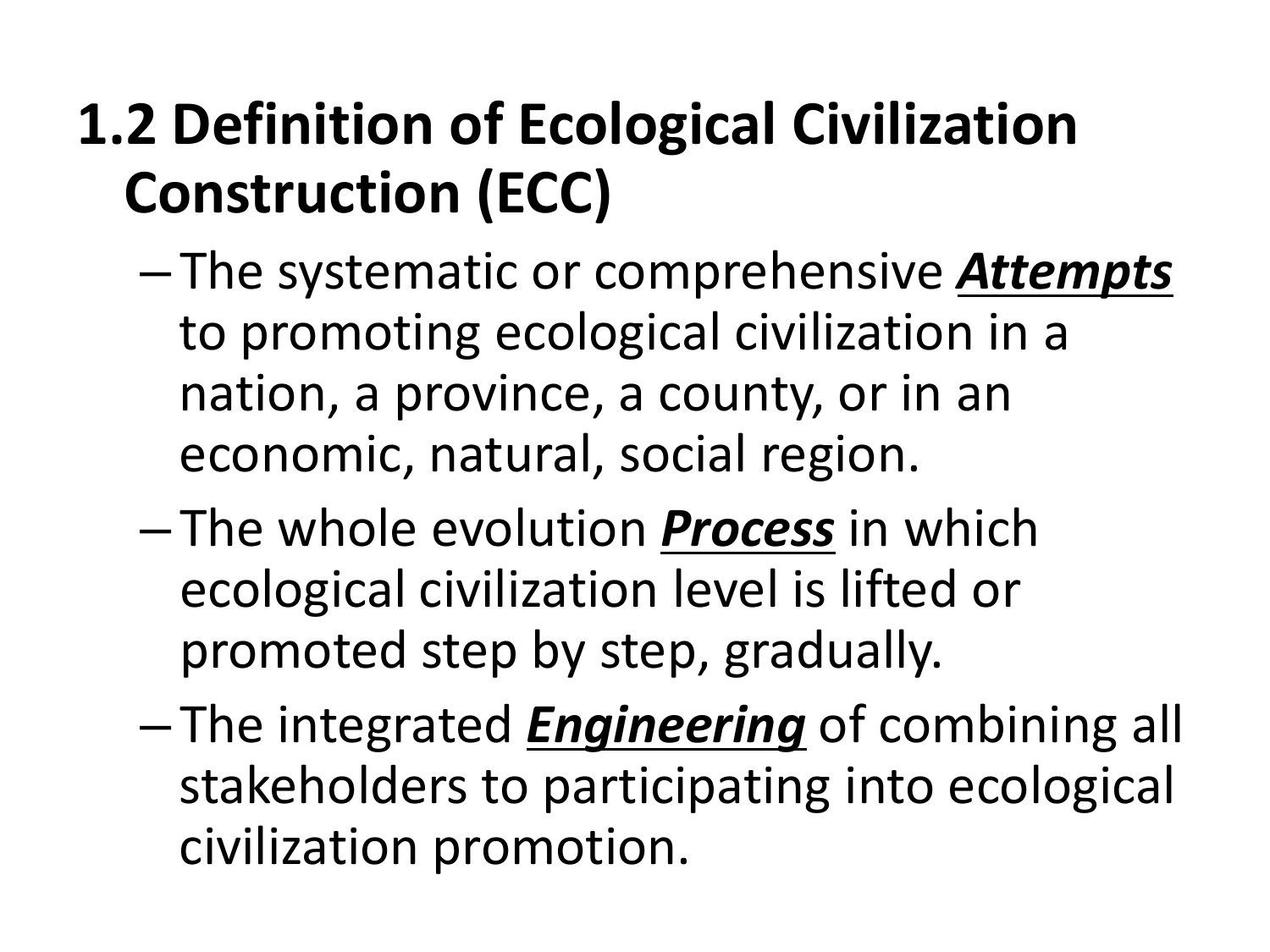## 1.2 Definition of Ecological Civilization Construction (ECC)

- The systematic or comprehensive ***Attempts*** to promoting ecological civilization in a nation, a province, a county, or in an economic, natural, social region.
- The whole evolution ***Process*** in which ecological civilization level is lifted or promoted step by step, gradually.
- The integrated ***Engineering*** of combining all stakeholders to participating into ecological civilization promotion.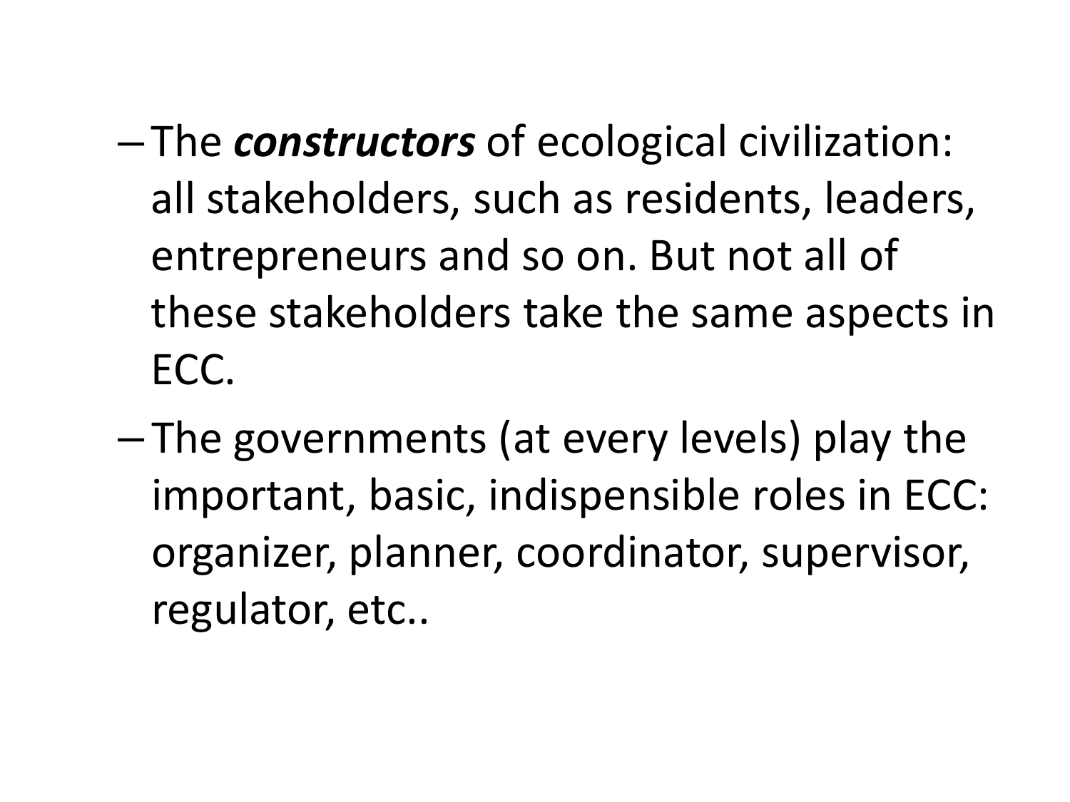- The ***constructors*** of ecological civilization: all stakeholders, such as residents, leaders, entrepreneurs and so on. But not all of these stakeholders take the same aspects in ECC.
- The governments (at every levels) play the important, basic, indispensible roles in ECC: organizer, planner, coordinator, supervisor, regulator, etc..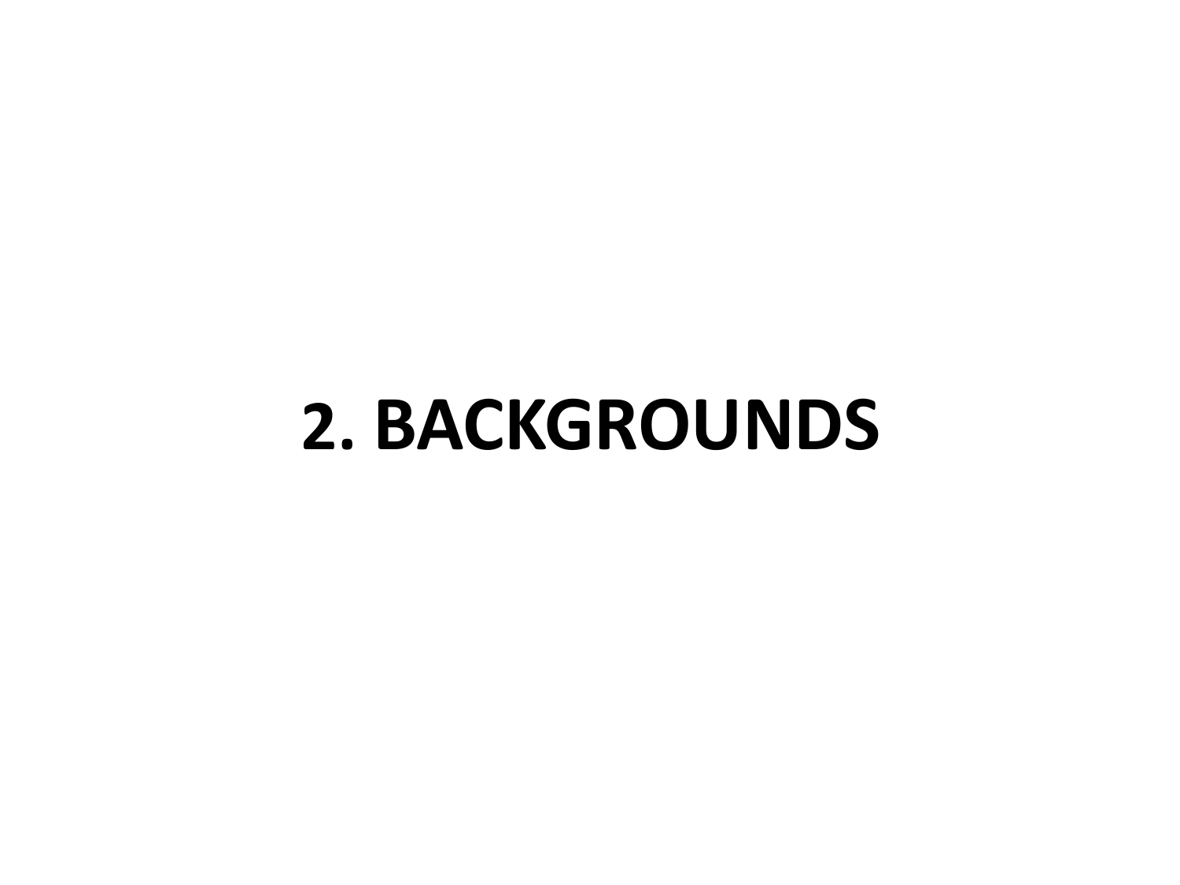# 2. BACKGROUNDS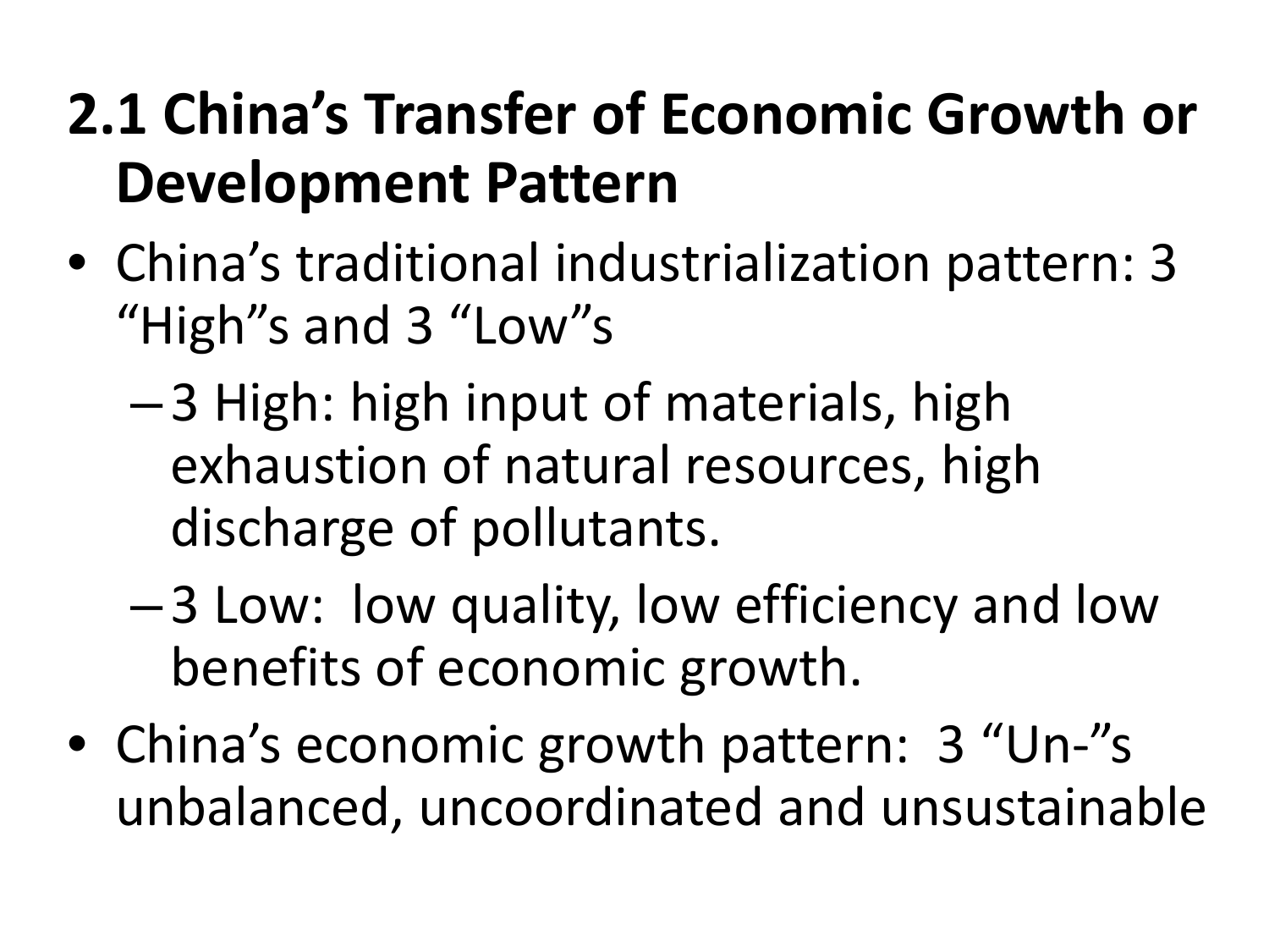# 2.1 China's Transfer of Economic Growth or Development Pattern

- China's traditional industrialization pattern: 3 "High"s and 3 "Low"s
  - 3 High: high input of materials, high exhaustion of natural resources, high discharge of pollutants.
  - 3 Low: low quality, low efficiency and low benefits of economic growth.
- China's economic growth pattern: 3 "Un-"s unbalanced, uncoordinated and unsustainable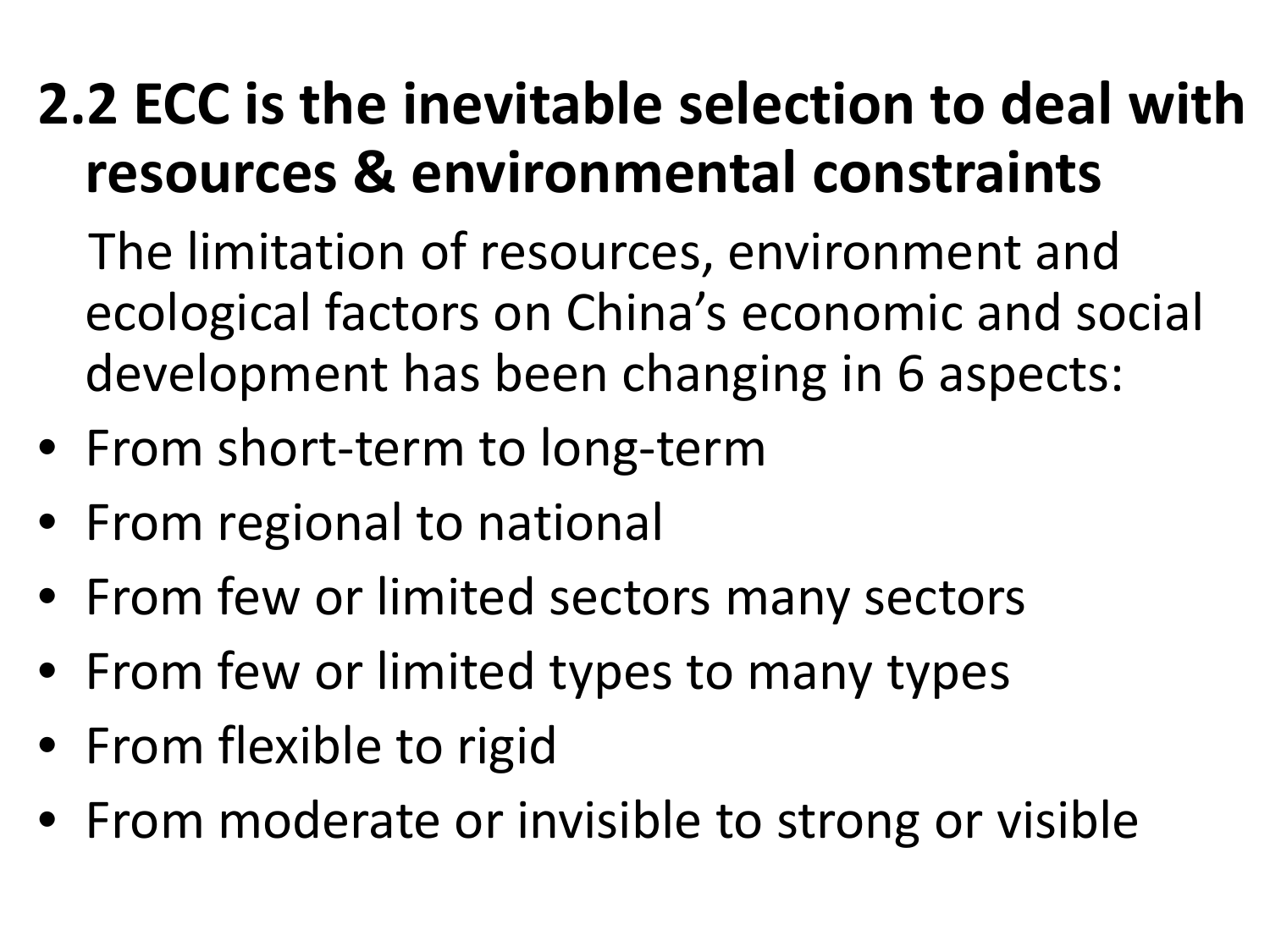## 2.2 ECC is the inevitable selection to deal with resources & environmental constraints

The limitation of resources, environment and ecological factors on China’s economic and social development has been changing in 6 aspects:

- From short-term to long-term
- From regional to national
- From few or limited sectors many sectors
- From few or limited types to many types
- From flexible to rigid
- From moderate or invisible to strong or visible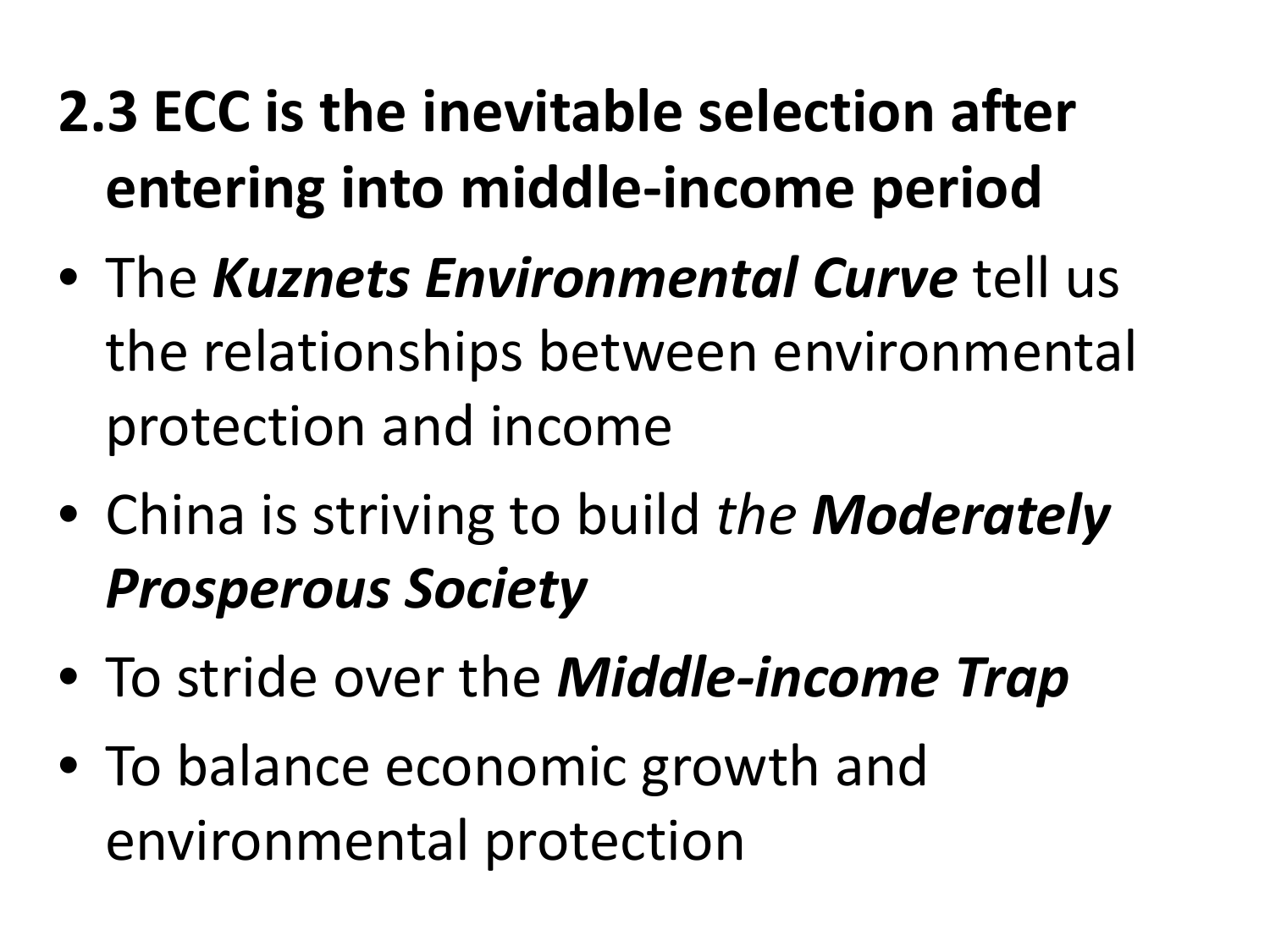## 2.3 ECC is the inevitable selection after entering into middle-income period

- The ***Kuznets Environmental Curve*** tell us the relationships between environmental protection and income
- China is striving to build *the **Moderately Prosperous Society***
- To stride over the ***Middle-income Trap***
- To balance economic growth and environmental protection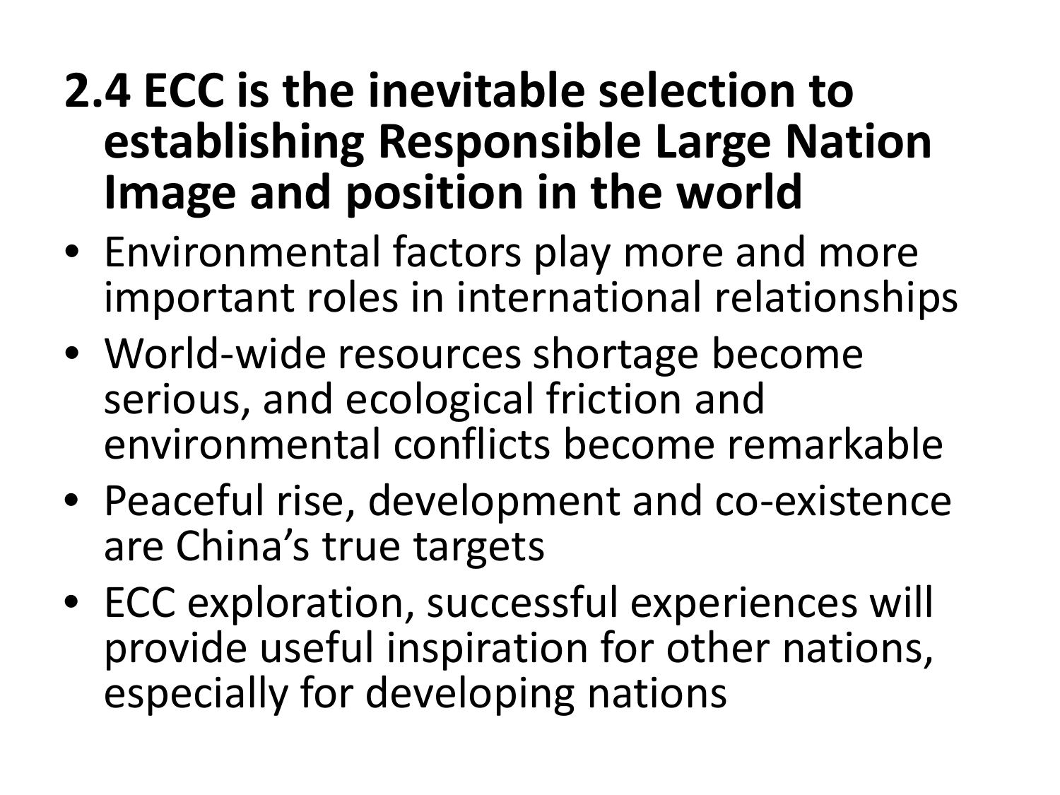## 2.4 ECC is the inevitable selection to establishing Responsible Large Nation Image and position in the world

- Environmental factors play more and more important roles in international relationships
- World-wide resources shortage become serious, and ecological friction and environmental conflicts become remarkable
- Peaceful rise, development and co-existence are China's true targets
- ECC exploration, successful experiences will provide useful inspiration for other nations, especially for developing nations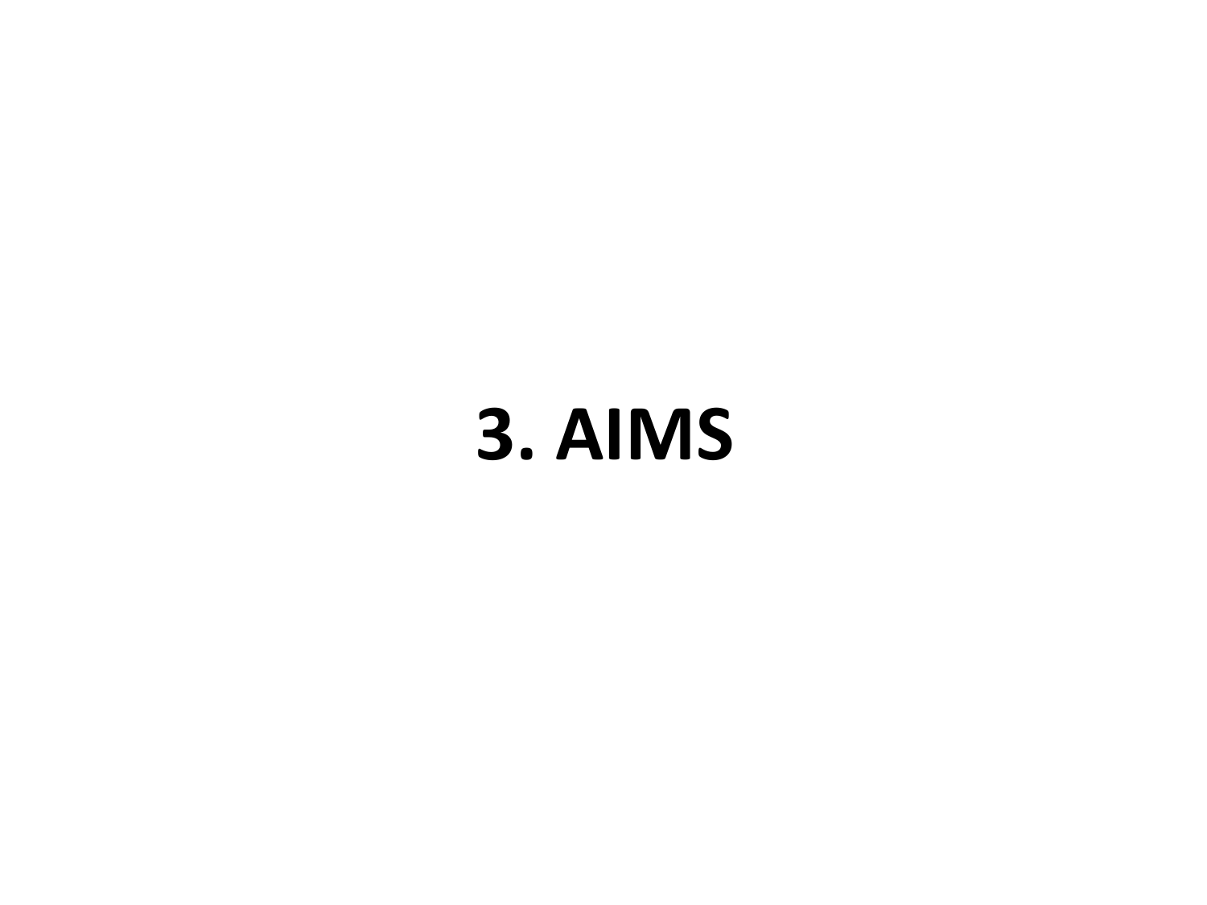# 3. AIMS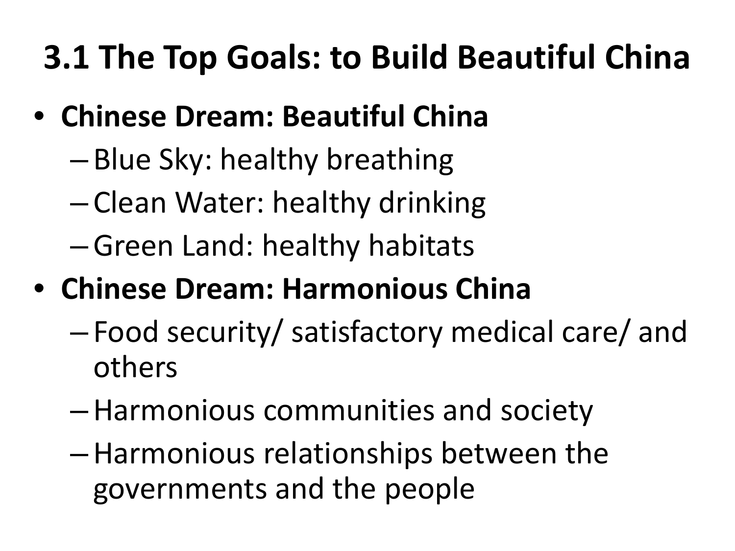# 3.1 The Top Goals: to Build Beautiful China

- **Chinese Dream: Beautiful China**
  - Blue Sky: healthy breathing
  - Clean Water: healthy drinking
  - Green Land: healthy habitats
- **Chinese Dream: Harmonious China**
  - Food security/ satisfactory medical care/ and others
  - Harmonious communities and society
  - Harmonious relationships between the governments and the people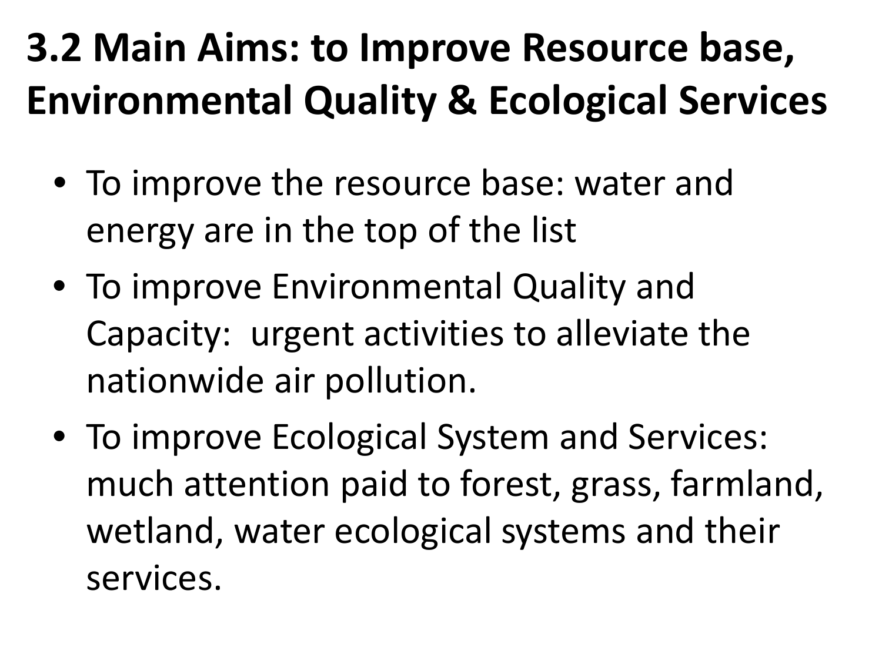# 3.2 Main Aims: to Improve Resource base, Environmental Quality & Ecological Services

- To improve the resource base: water and energy are in the top of the list
- To improve Environmental Quality and Capacity:  urgent activities to alleviate the nationwide air pollution.
- To improve Ecological System and Services: much attention paid to forest, grass, farmland, wetland, water ecological systems and their services.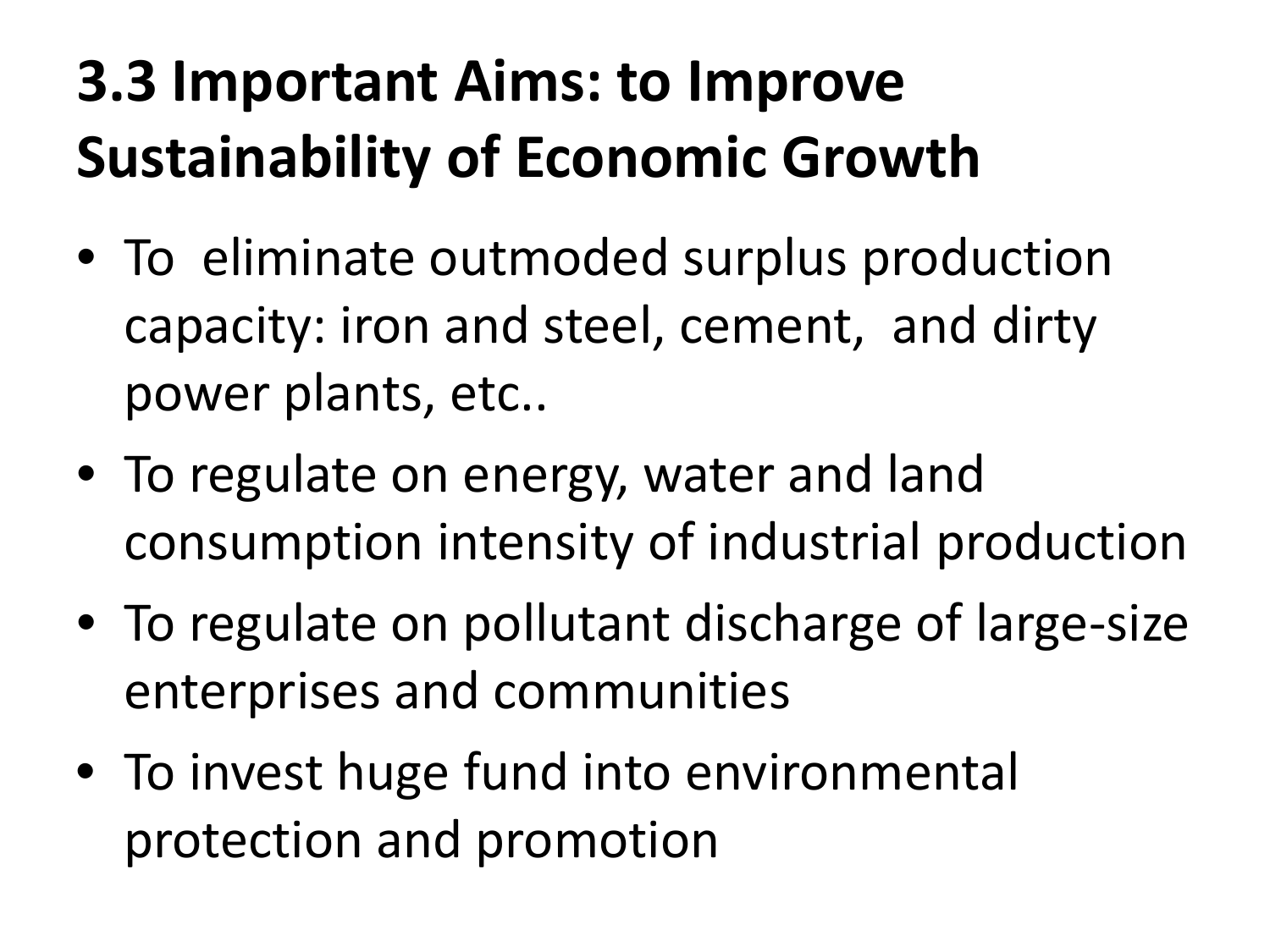# 3.3 Important Aims: to Improve Sustainability of Economic Growth

- To eliminate outmoded surplus production capacity: iron and steel, cement, and dirty power plants, etc..
- To regulate on energy, water and land consumption intensity of industrial production
- To regulate on pollutant discharge of large-size enterprises and communities
- To invest huge fund into environmental protection and promotion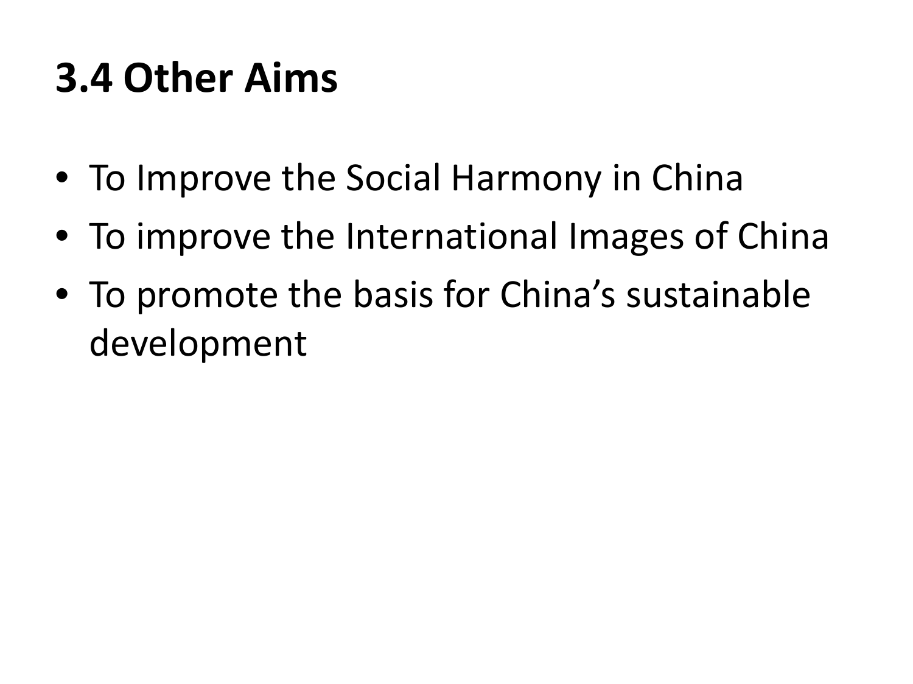## 3.4 Other Aims

- To Improve the Social Harmony in China
- To improve the International Images of China
- To promote the basis for China's sustainable development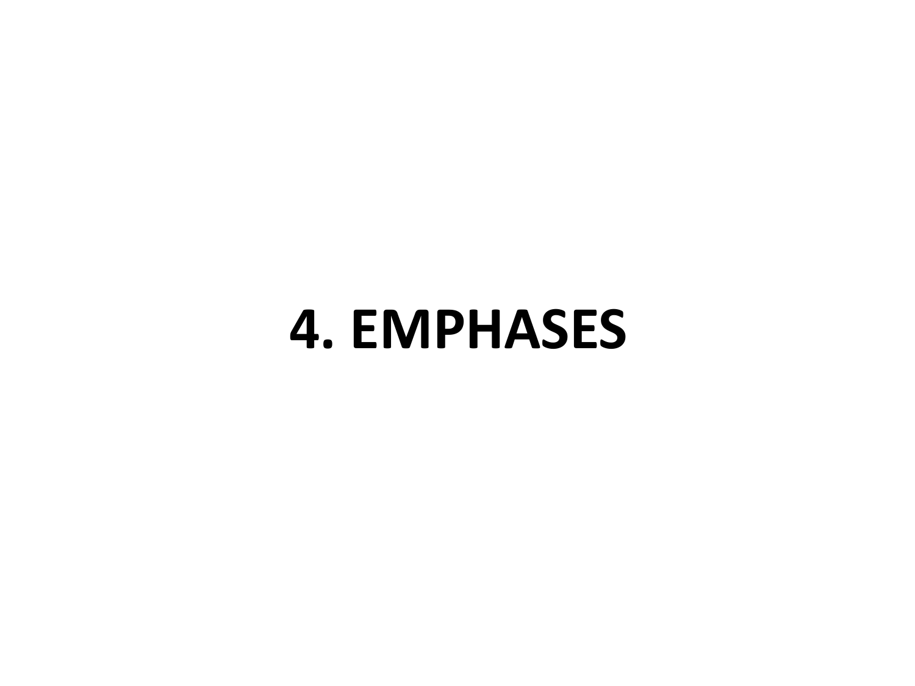# 4. EMPHASES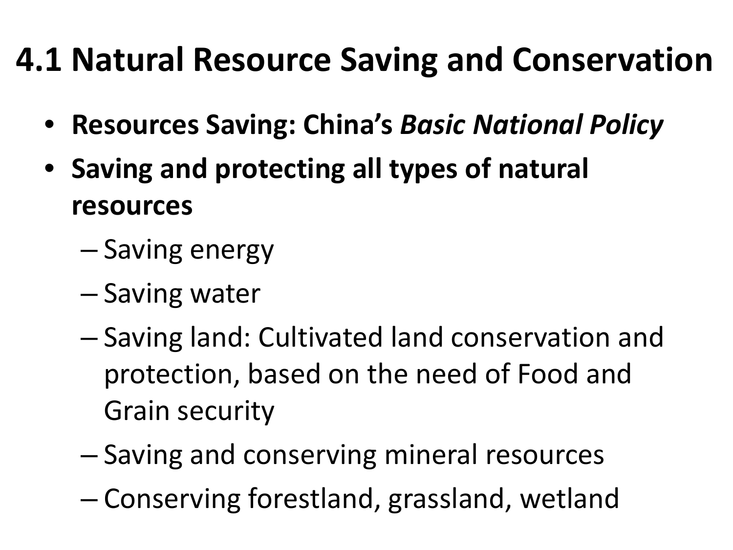# 4.1 Natural Resource Saving and Conservation

- **Resources Saving: China's *Basic National Policy***
- **Saving and protecting all types of natural resources**
  - Saving energy
  - Saving water
  - Saving land: Cultivated land conservation and protection, based on the need of Food and Grain security
  - Saving and conserving mineral resources
  - Conserving forestland, grassland, wetland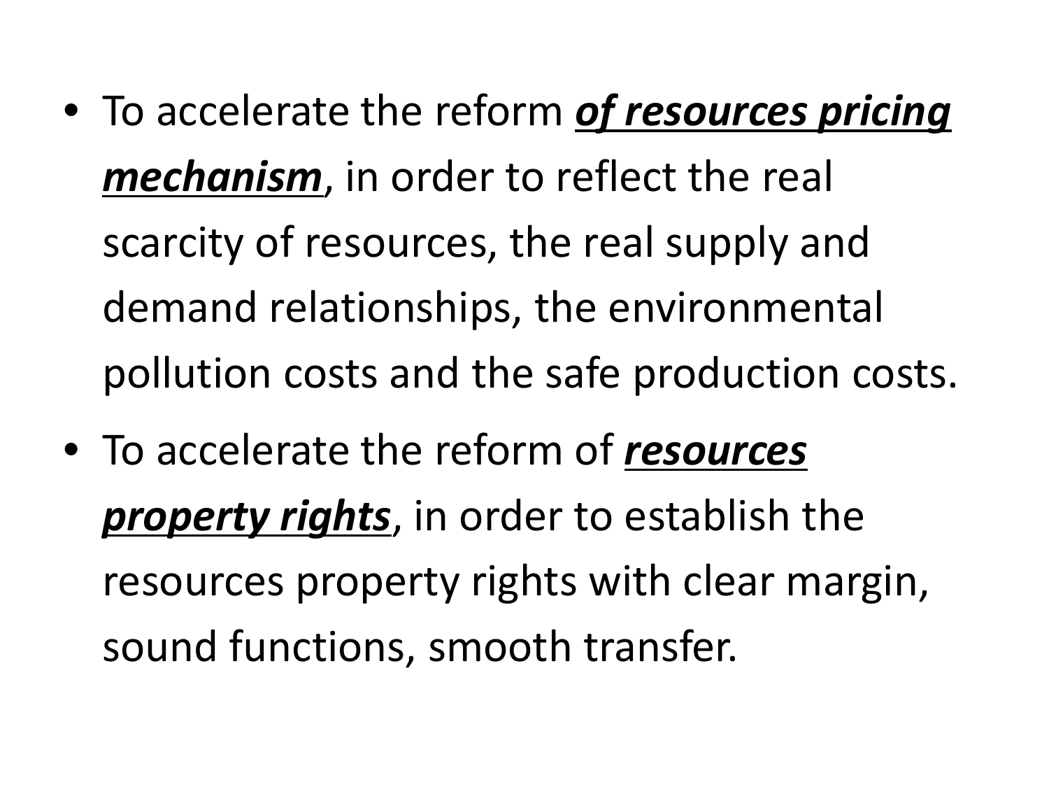- To accelerate the reform ***<u>of resources pricing mechanism</u>***, in order to reflect the real scarcity of resources, the real supply and demand relationships, the environmental pollution costs and the safe production costs.
- To accelerate the reform of ***<u>resources property rights</u>***, in order to establish the resources property rights with clear margin, sound functions, smooth transfer.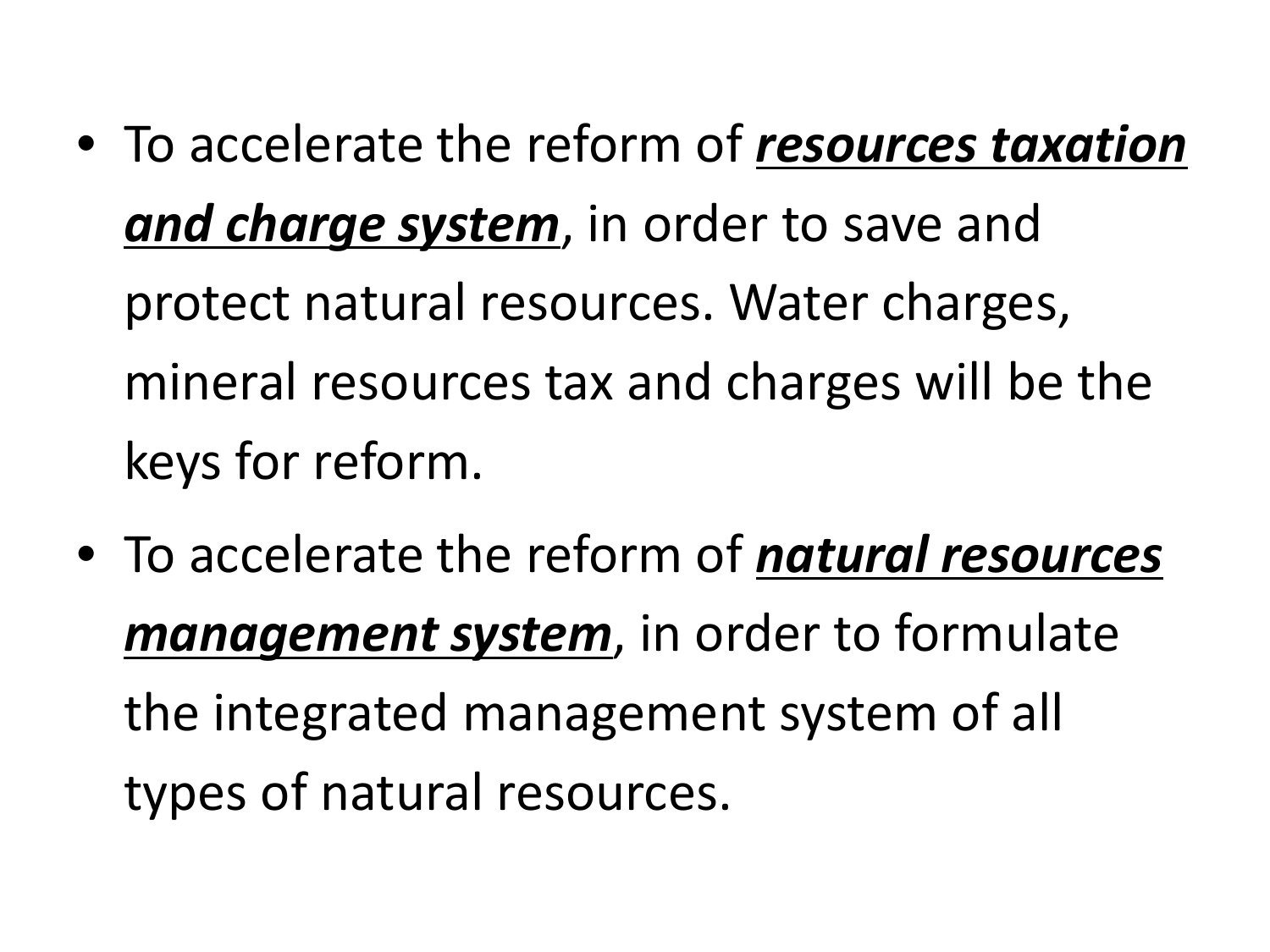- To accelerate the reform of <u>***resources taxation and charge system***</u>, in order to save and protect natural resources. Water charges, mineral resources tax and charges will be the keys for reform.
- To accelerate the reform of <u>***natural resources management system***</u>, in order to formulate the integrated management system of all types of natural resources.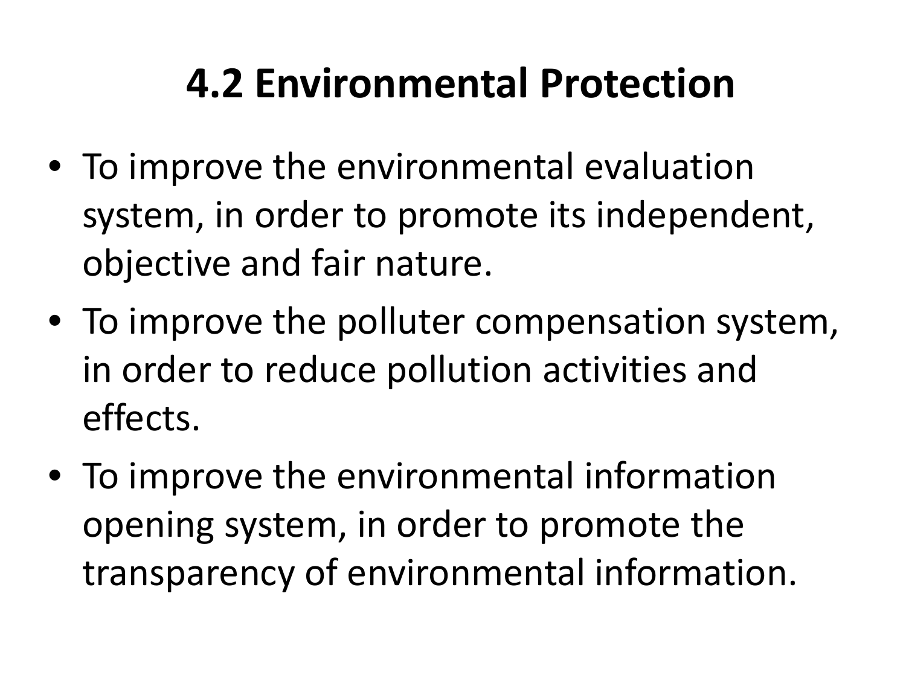# 4.2 Environmental Protection

- To improve the environmental evaluation system, in order to promote its independent, objective and fair nature.
- To improve the polluter compensation system, in order to reduce pollution activities and effects.
- To improve the environmental information opening system, in order to promote the transparency of environmental information.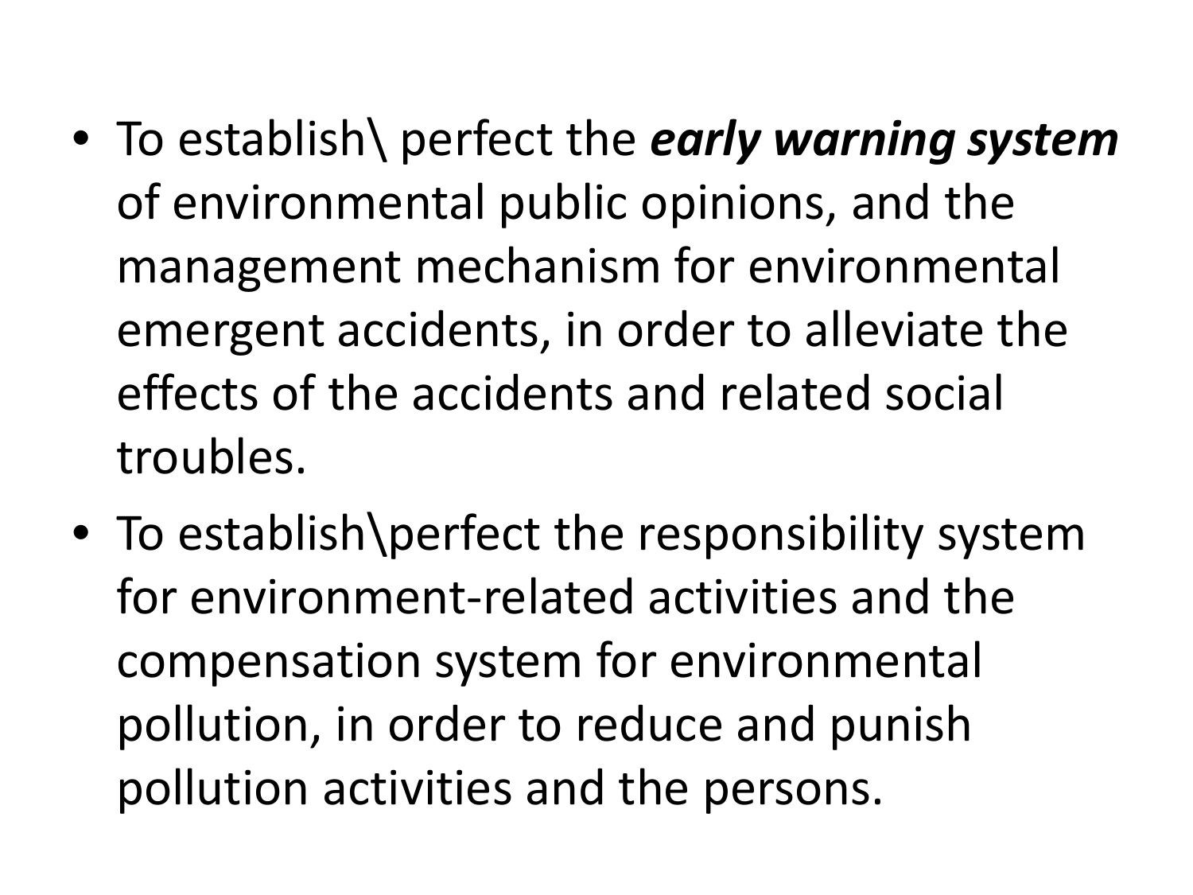- To establish\ perfect the ***early warning system*** of environmental public opinions, and the management mechanism for environmental emergent accidents, in order to alleviate the effects of the accidents and related social troubles.
- To establish\perfect the responsibility system for environment-related activities and the compensation system for environmental pollution, in order to reduce and punish pollution activities and the persons.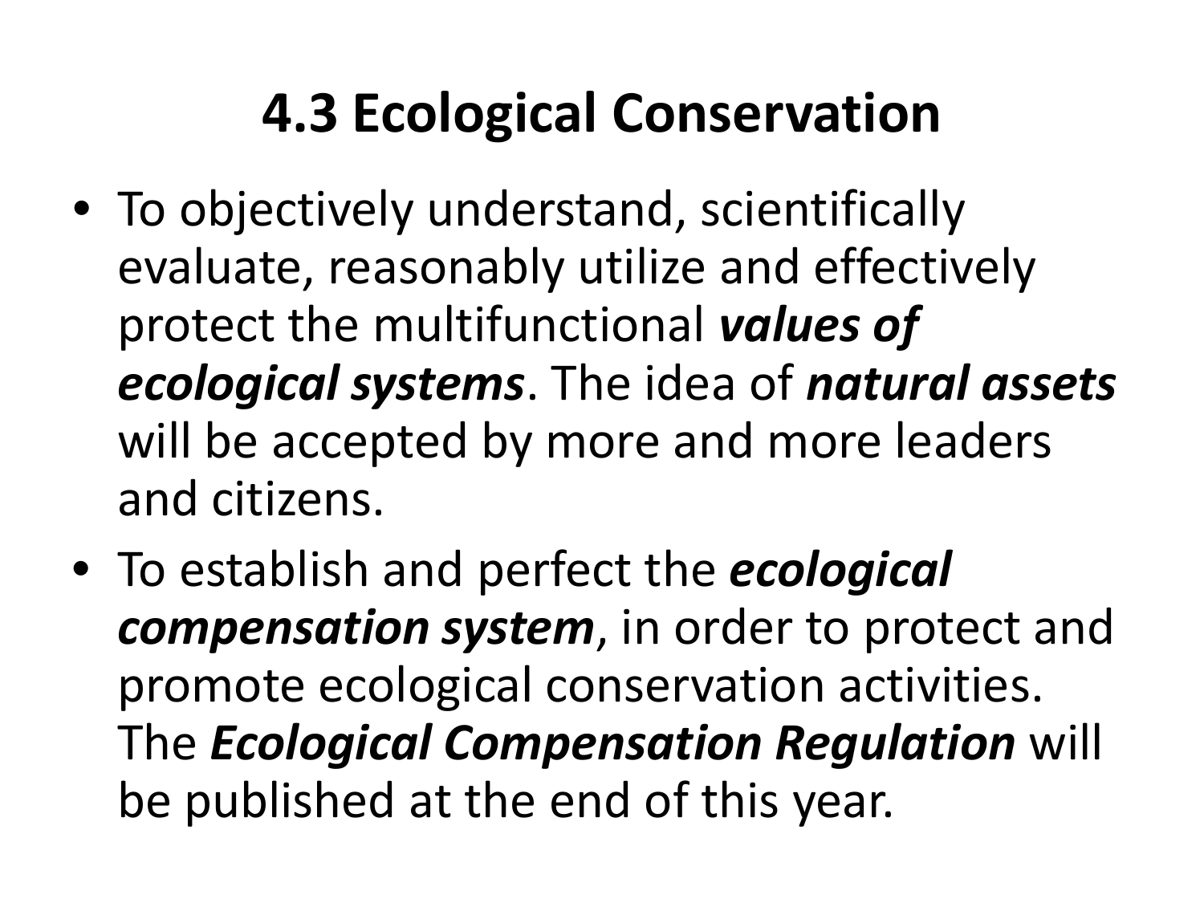# 4.3 Ecological Conservation

- To objectively understand, scientifically evaluate, reasonably utilize and effectively protect the multifunctional ***values of ecological systems***. The idea of ***natural assets*** will be accepted by more and more leaders and citizens.
- To establish and perfect the ***ecological compensation system***, in order to protect and promote ecological conservation activities. The ***Ecological Compensation Regulation*** will be published at the end of this year.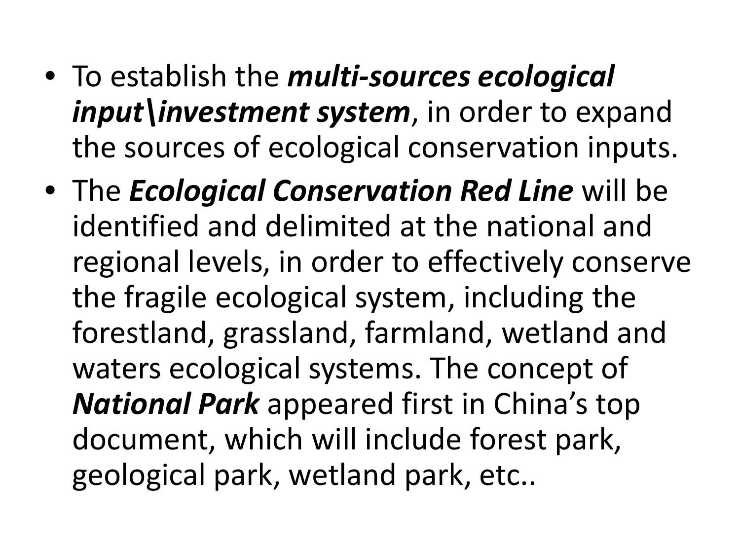- To establish the ***multi-sources ecological input\investment system***, in order to expand the sources of ecological conservation inputs.
- The ***Ecological Conservation Red Line*** will be identified and delimited at the national and regional levels, in order to effectively conserve the fragile ecological system, including the forestland, grassland, farmland, wetland and waters ecological systems. The concept of ***National Park*** appeared first in China's top document, which will include forest park, geological park, wetland park, etc..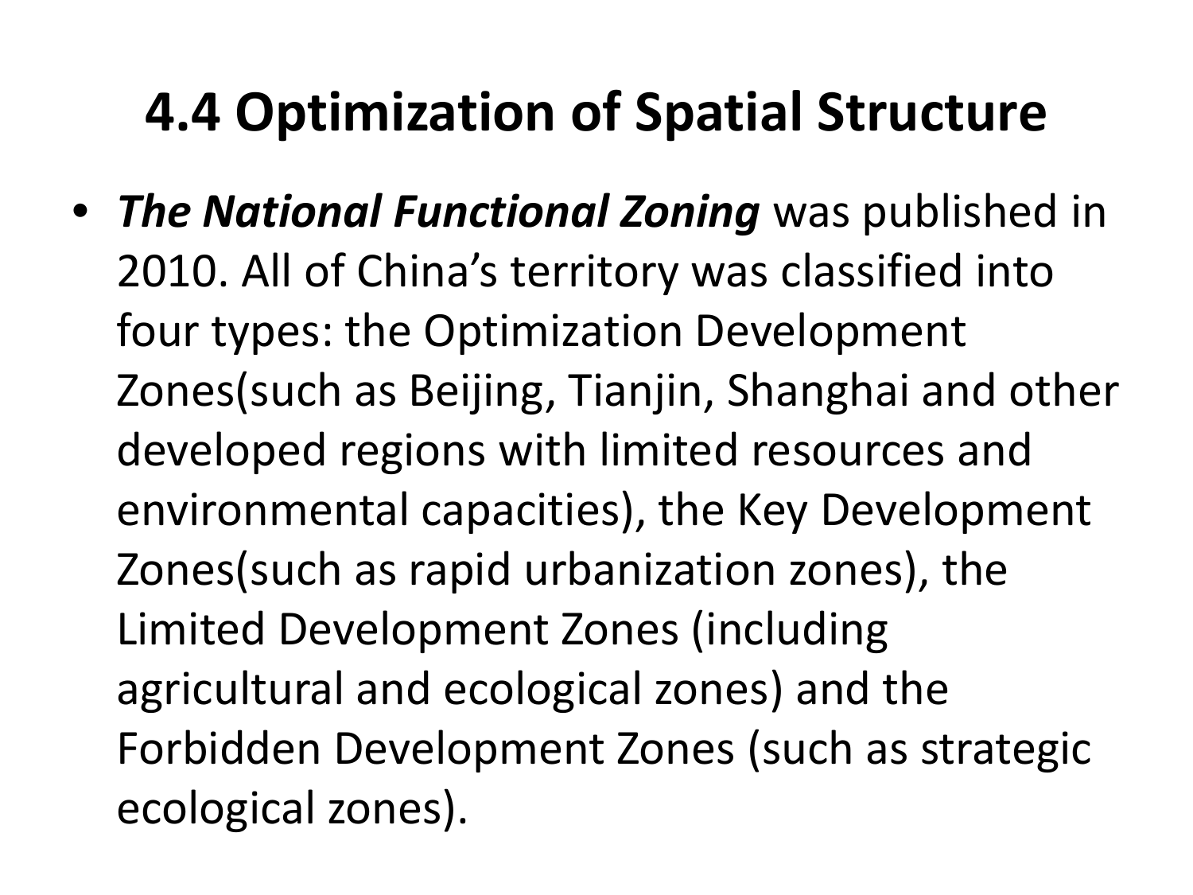# 4.4 Optimization of Spatial Structure

- ***The National Functional Zoning*** was published in 2010. All of China's territory was classified into four types: the Optimization Development Zones(such as Beijing, Tianjin, Shanghai and other developed regions with limited resources and environmental capacities), the Key Development Zones(such as rapid urbanization zones), the Limited Development Zones (including agricultural and ecological zones) and the Forbidden Development Zones (such as strategic ecological zones).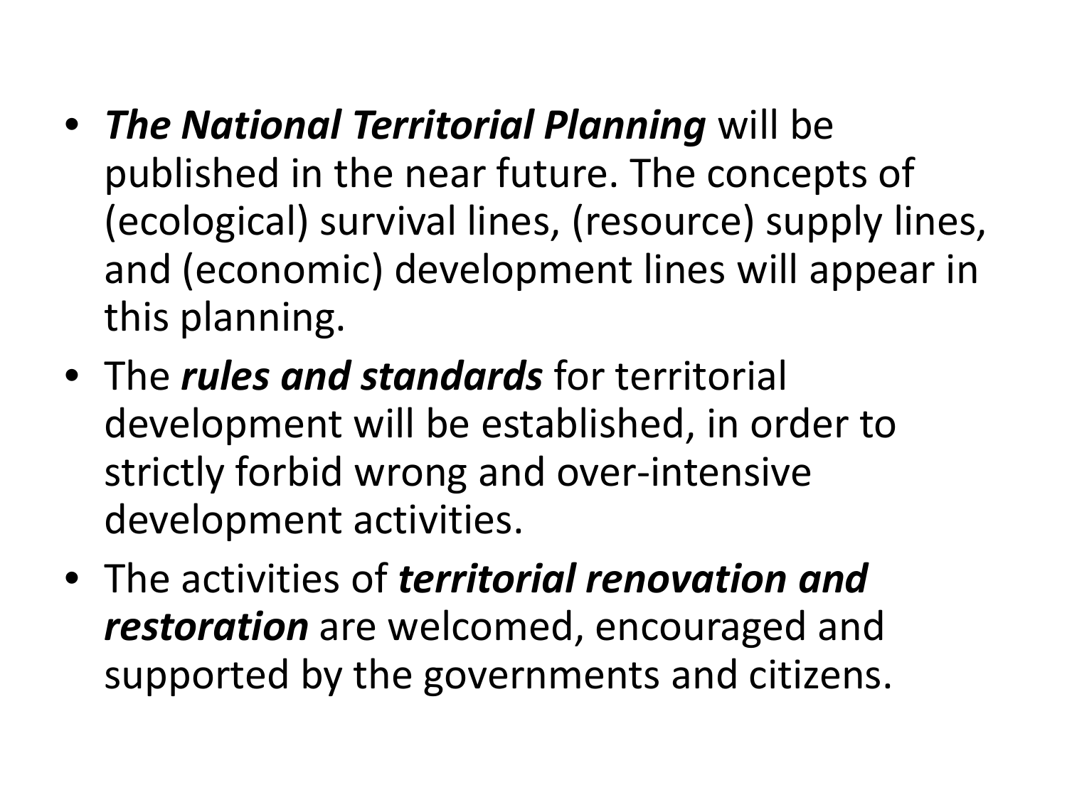- ***The National Territorial Planning*** will be published in the near future. The concepts of (ecological) survival lines, (resource) supply lines, and (economic) development lines will appear in this planning.
- The ***rules and standards*** for territorial development will be established, in order to strictly forbid wrong and over-intensive development activities.
- The activities of ***territorial renovation and restoration*** are welcomed, encouraged and supported by the governments and citizens.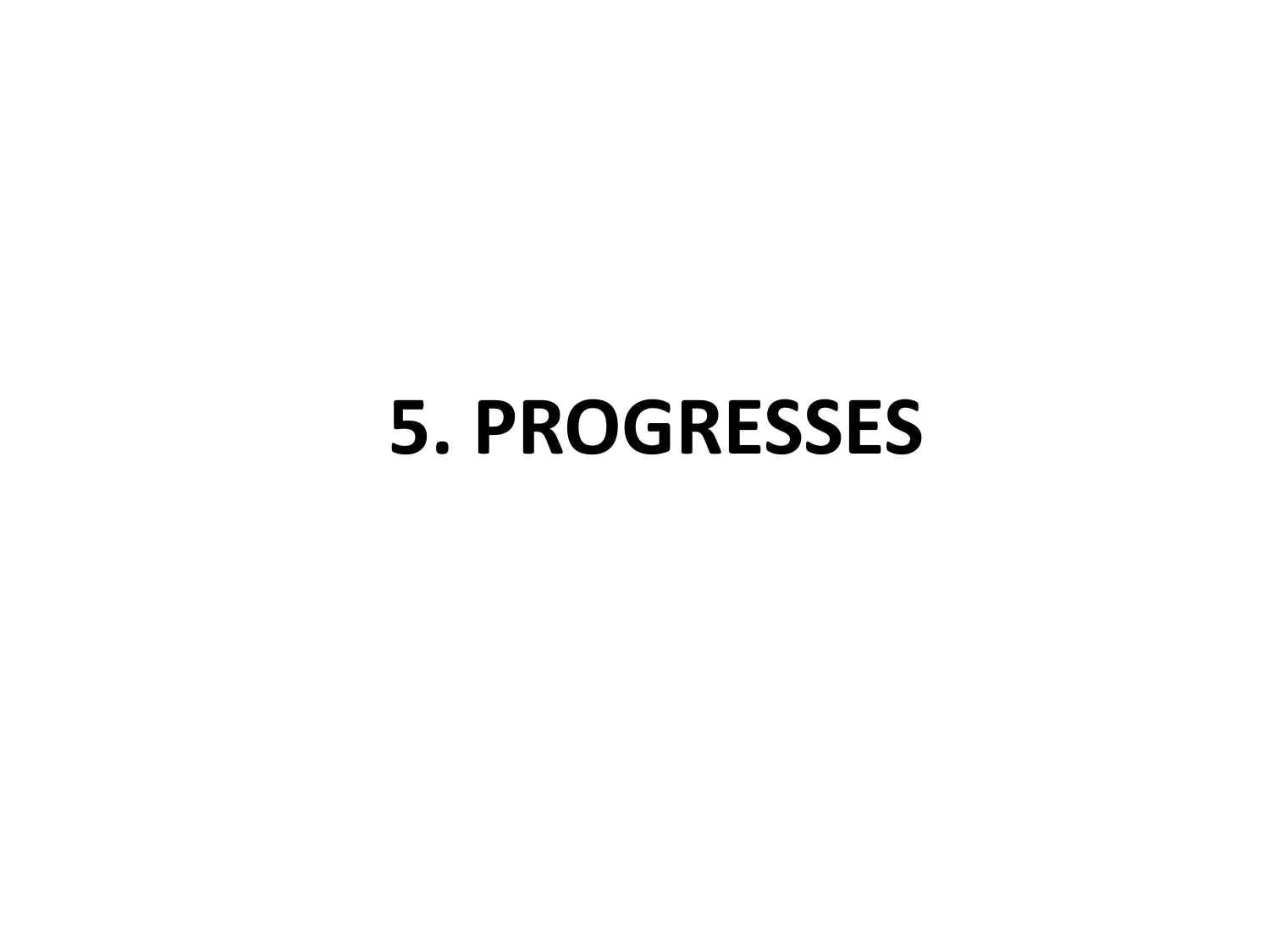# 5. PROGRESSES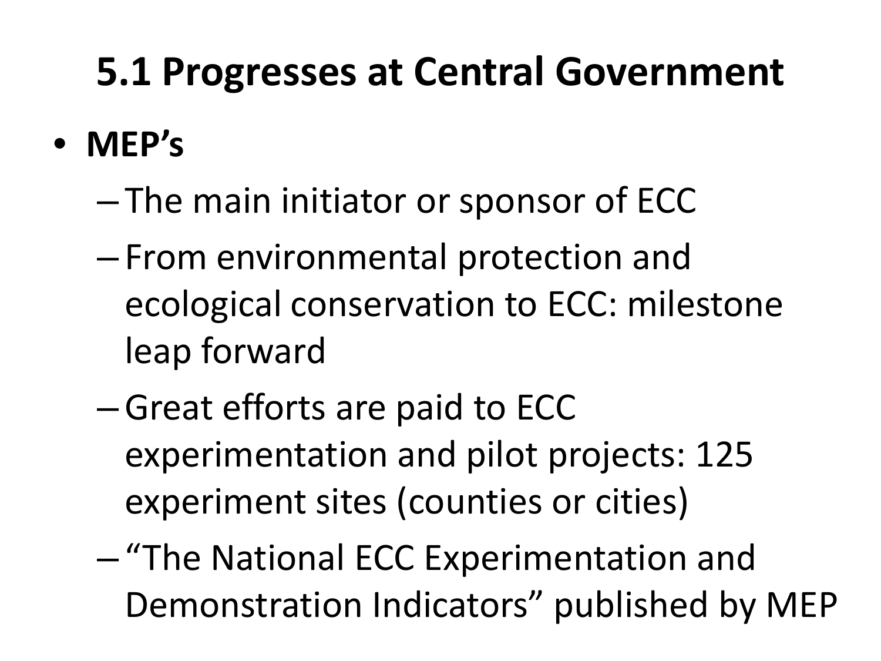# 5.1 Progresses at Central Government

- **MEP's**
  - The main initiator or sponsor of ECC
  - From environmental protection and ecological conservation to ECC: milestone leap forward
  - Great efforts are paid to ECC experimentation and pilot projects: 125 experiment sites (counties or cities)
  - "The National ECC Experimentation and Demonstration Indicators" published by MEP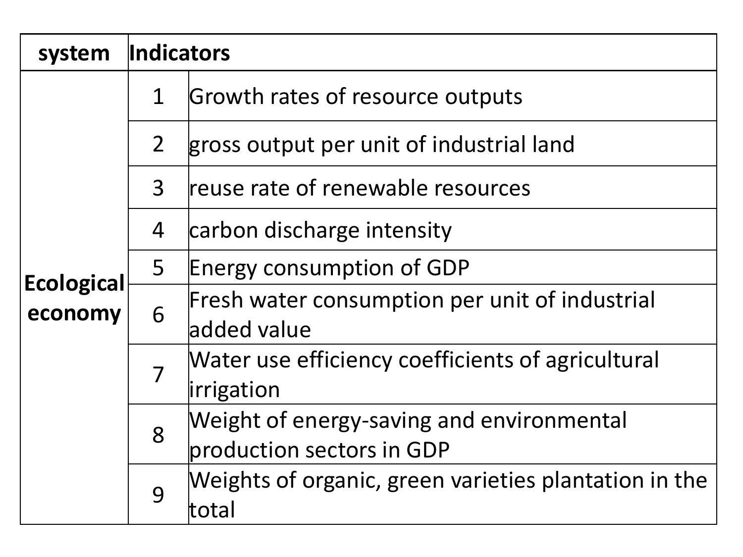| system | Indicators | |
|---|---|---|
| **Ecological economy** | 1 | Growth rates of resource outputs |
| | 2 | gross output per unit of industrial land |
| | 3 | reuse rate of renewable resources |
| | 4 | carbon discharge intensity |
| | 5 | Energy consumption of GDP |
| | 6 | Fresh water consumption per unit of industrial added value |
| | 7 | Water use efficiency coefficients of agricultural irrigation |
| | 8 | Weight of energy-saving and environmental production sectors in GDP |
| | 9 | Weights of organic, green varieties plantation in the total |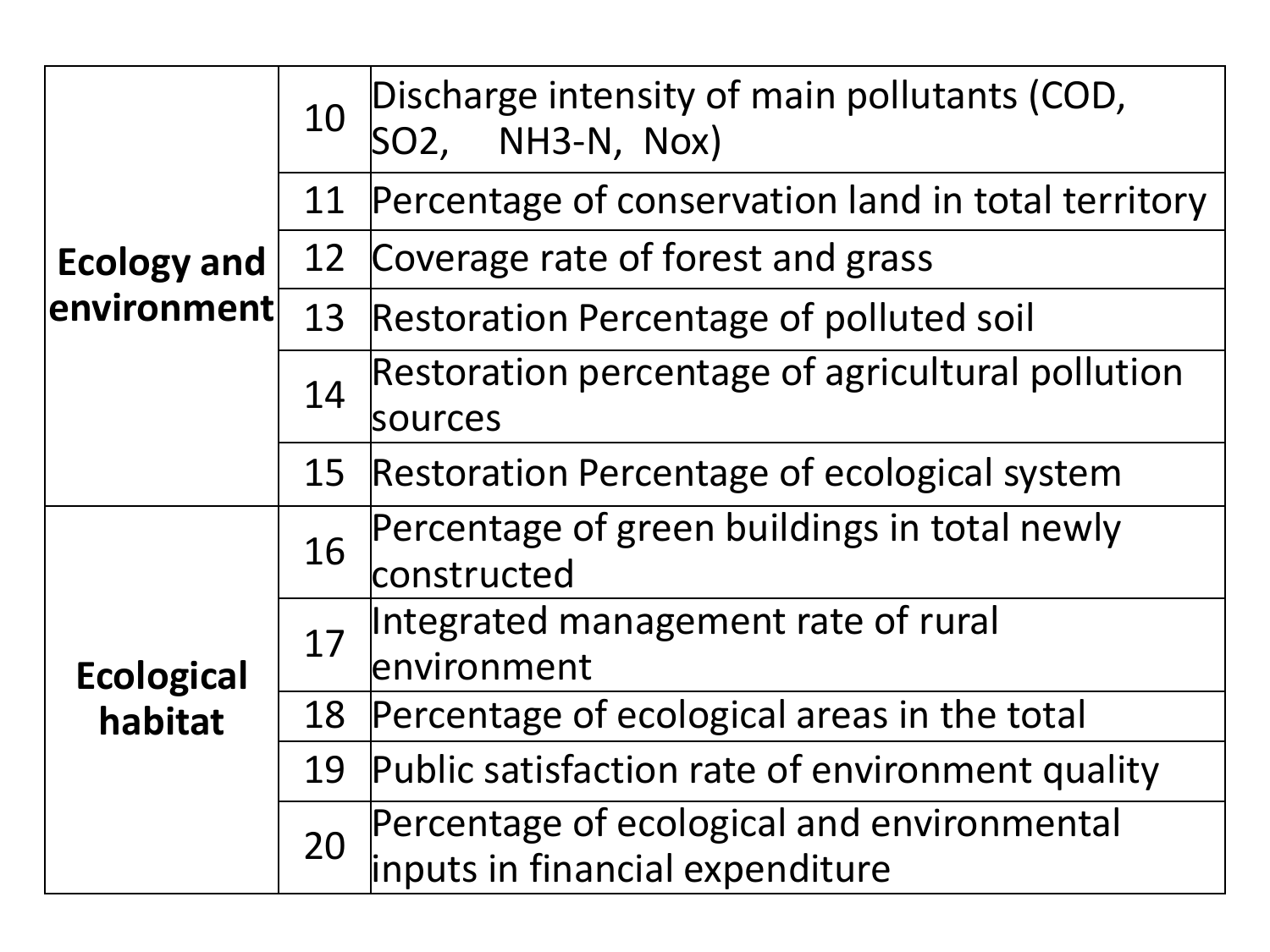| | | |
|---|---|---|
| **Ecology and environment** | 10 | Discharge intensity of main pollutants (COD, $SO_2$, $NH_3$-N, Nox) |
| | 11 | Percentage of conservation land in total territory |
| | 12 | Coverage rate of forest and grass |
| | 13 | Restoration Percentage of polluted soil |
| | 14 | Restoration percentage of agricultural pollution sources |
| | 15 | Restoration Percentage of ecological system |
| **Ecological habitat** | 16 | Percentage of green buildings in total newly constructed |
| | 17 | Integrated management rate of rural environment |
| | 18 | Percentage of ecological areas in the total |
| | 19 | Public satisfaction rate of environment quality |
| | 20 | Percentage of ecological and environmental inputs in financial expenditure |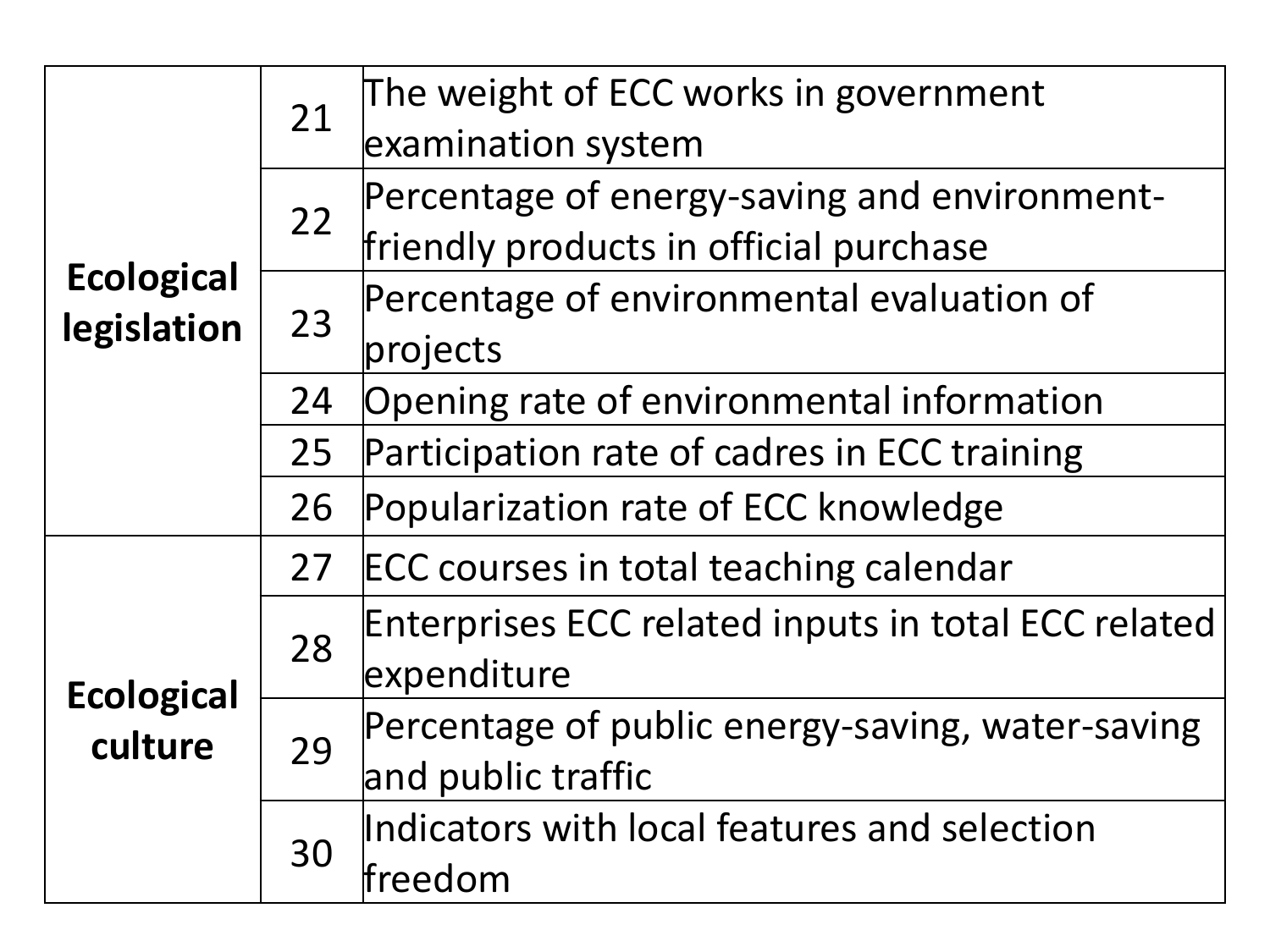| | | |
|---|---|---|
| **Ecological legislation** | 21 | The weight of ECC works in government examination system |
| | 22 | Percentage of energy-saving and environment-friendly products in official purchase |
| | 23 | Percentage of environmental evaluation of projects |
| | 24 | Opening rate of environmental information |
| | 25 | Participation rate of cadres in ECC training |
| | 26 | Popularization rate of ECC knowledge |
| **Ecological culture** | 27 | ECC courses in total teaching calendar |
| | 28 | Enterprises ECC related inputs in total ECC related expenditure |
| | 29 | Percentage of public energy-saving, water-saving and public traffic |
| | 30 | Indicators with local features and selection freedom |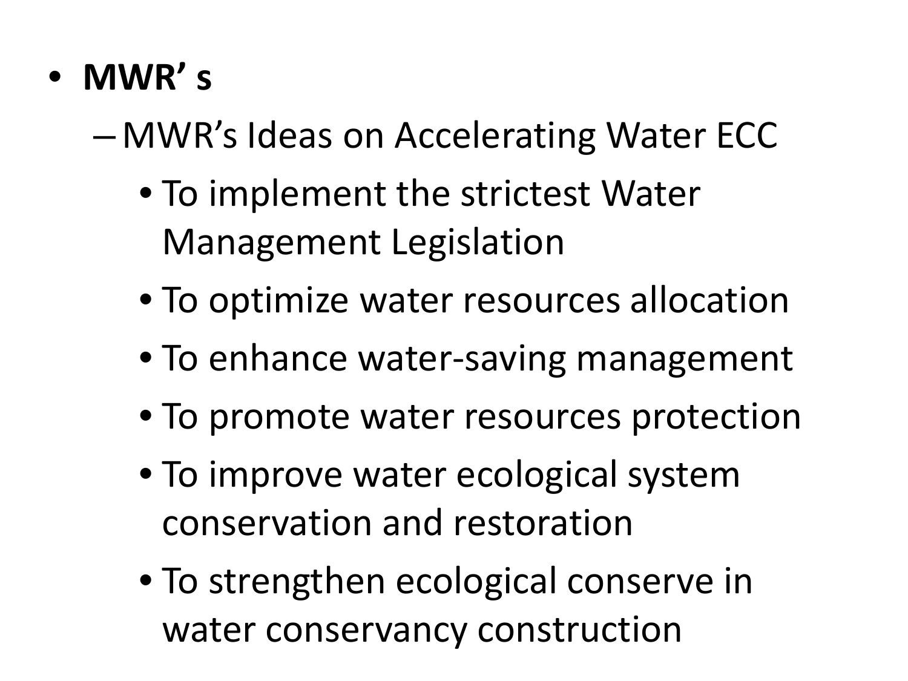- **MWR’ s**
  - MWR’s Ideas on Accelerating Water ECC
    - To implement the strictest Water Management Legislation
    - To optimize water resources allocation
    - To enhance water-saving management
    - To promote water resources protection
    - To improve water ecological system conservation and restoration
    - To strengthen ecological conserve in water conservancy construction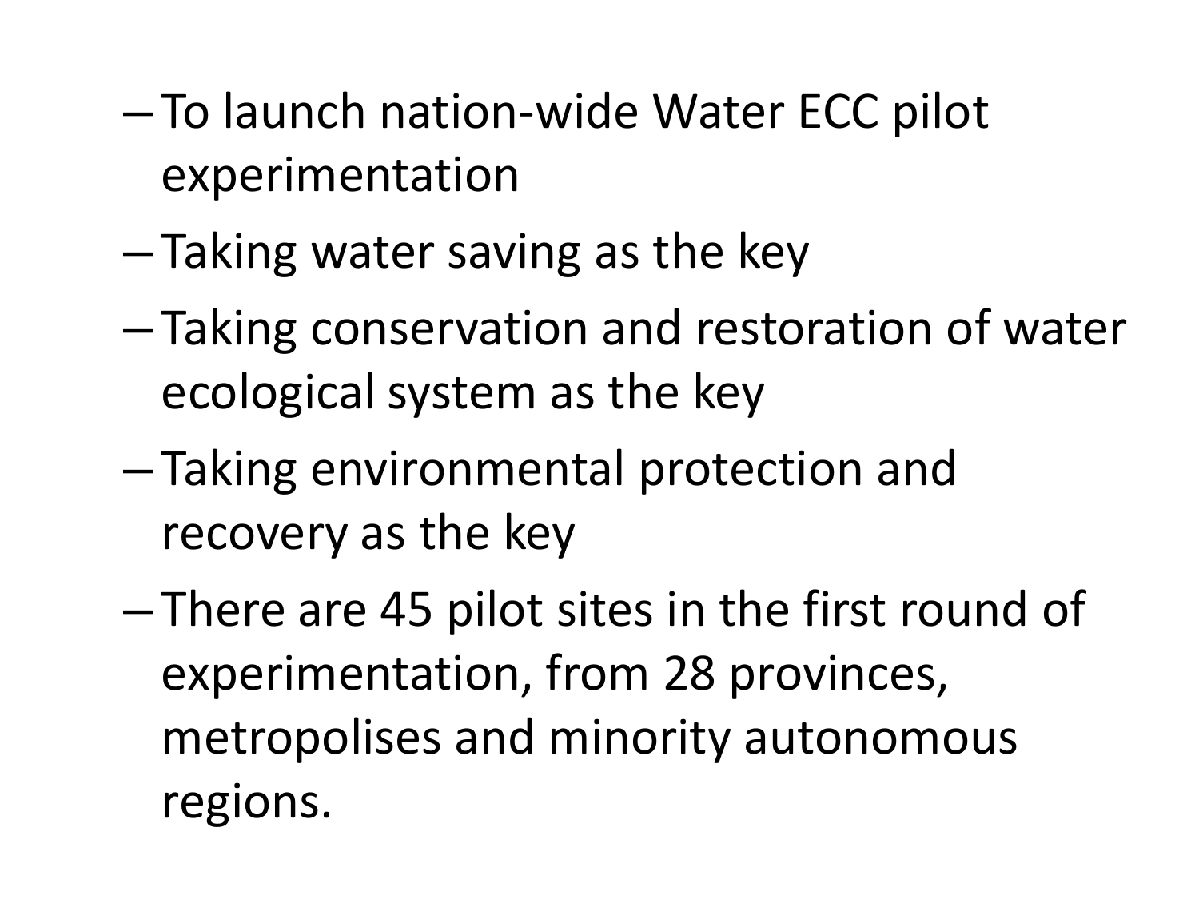- To launch nation-wide Water ECC pilot experimentation
- Taking water saving as the key
- Taking conservation and restoration of water ecological system as the key
- Taking environmental protection and recovery as the key
- There are 45 pilot sites in the first round of experimentation, from 28 provinces, metropolises and minority autonomous regions.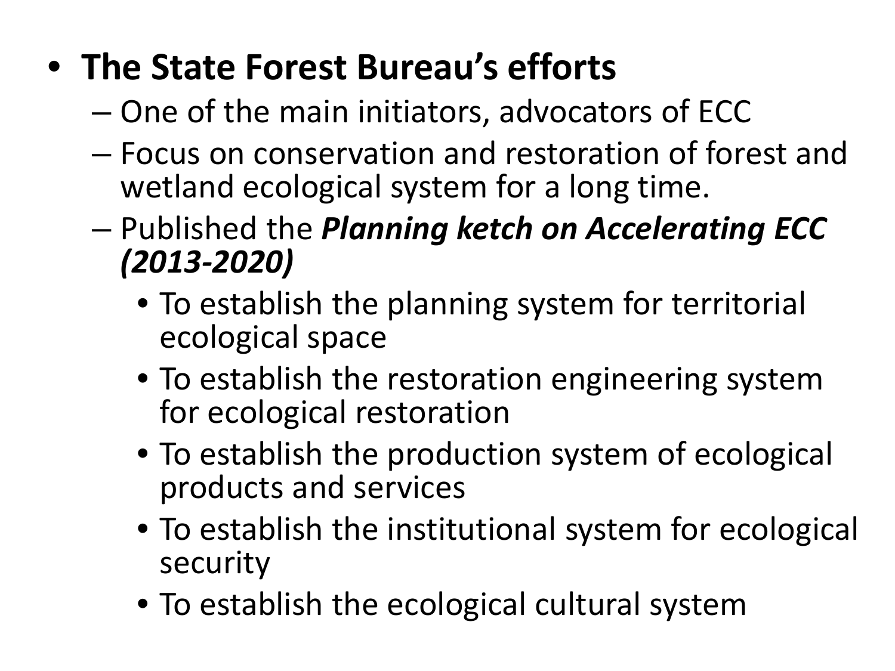- **The State Forest Bureau's efforts**
  - One of the main initiators, advocators of ECC
  - Focus on conservation and restoration of forest and wetland ecological system for a long time.
  - Published the ***Planning ketch on Accelerating ECC (2013-2020)***
    - To establish the planning system for territorial ecological space
    - To establish the restoration engineering system for ecological restoration
    - To establish the production system of ecological products and services
    - To establish the institutional system for ecological security
    - To establish the ecological cultural system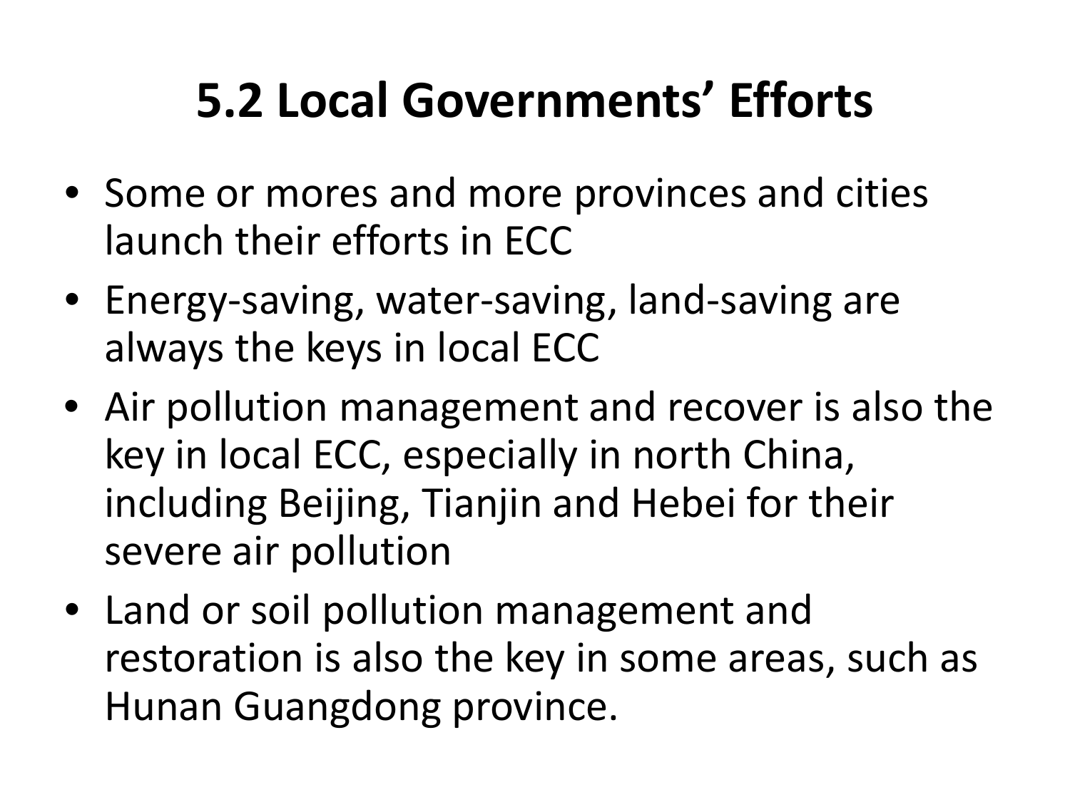# 5.2 Local Governments' Efforts

- Some or mores and more provinces and cities launch their efforts in ECC
- Energy-saving, water-saving, land-saving are always the keys in local ECC
- Air pollution management and recover is also the key in local ECC, especially in north China, including Beijing, Tianjin and Hebei for their severe air pollution
- Land or soil pollution management and restoration is also the key in some areas, such as Hunan Guangdong province.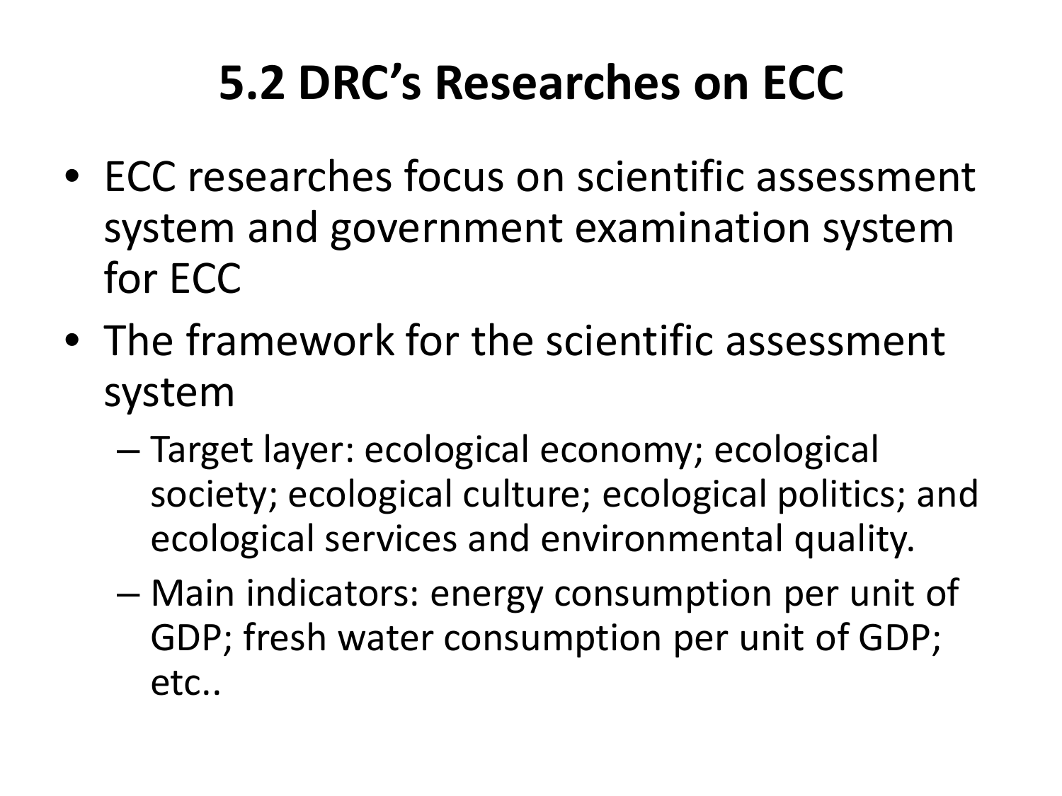# 5.2 DRC's Researches on ECC

- ECC researches focus on scientific assessment system and government examination system for ECC
- The framework for the scientific assessment system
  - Target layer: ecological economy; ecological society; ecological culture; ecological politics; and ecological services and environmental quality.
  - Main indicators: energy consumption per unit of GDP; fresh water consumption per unit of GDP; etc..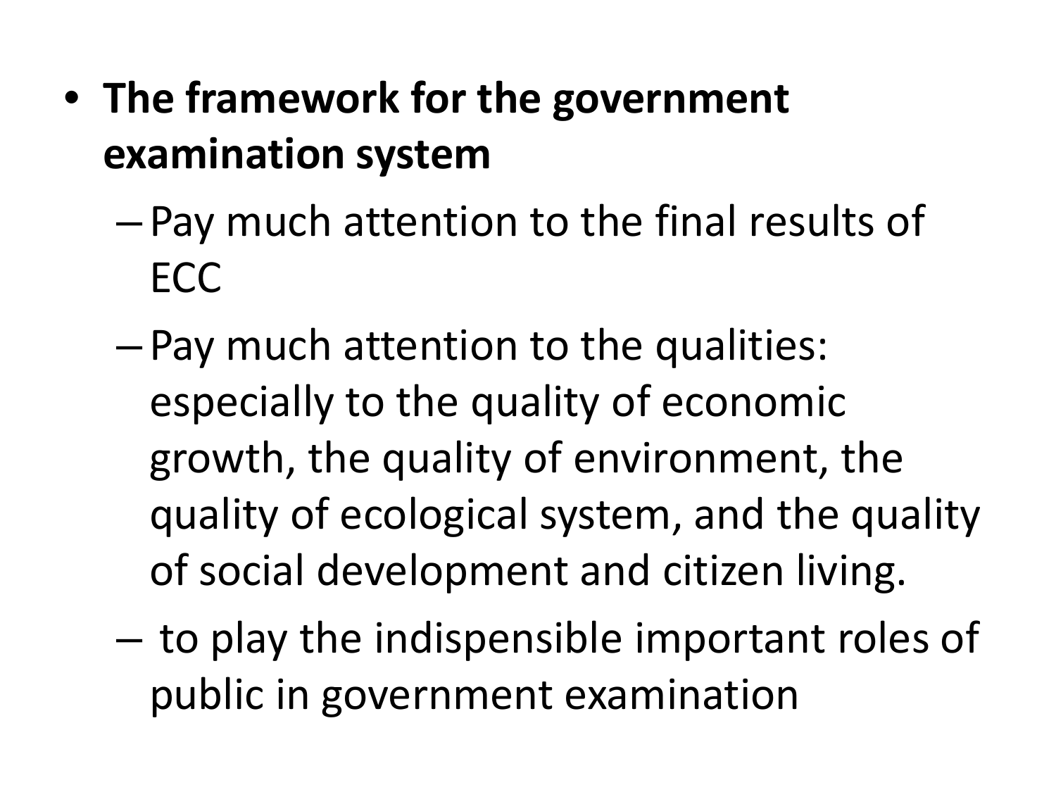- **The framework for the government examination system**
  - Pay much attention to the final results of ECC
  - Pay much attention to the qualities: especially to the quality of economic growth, the quality of environment, the quality of ecological system, and the quality of social development and citizen living.
  - to play the indispensible important roles of public in government examination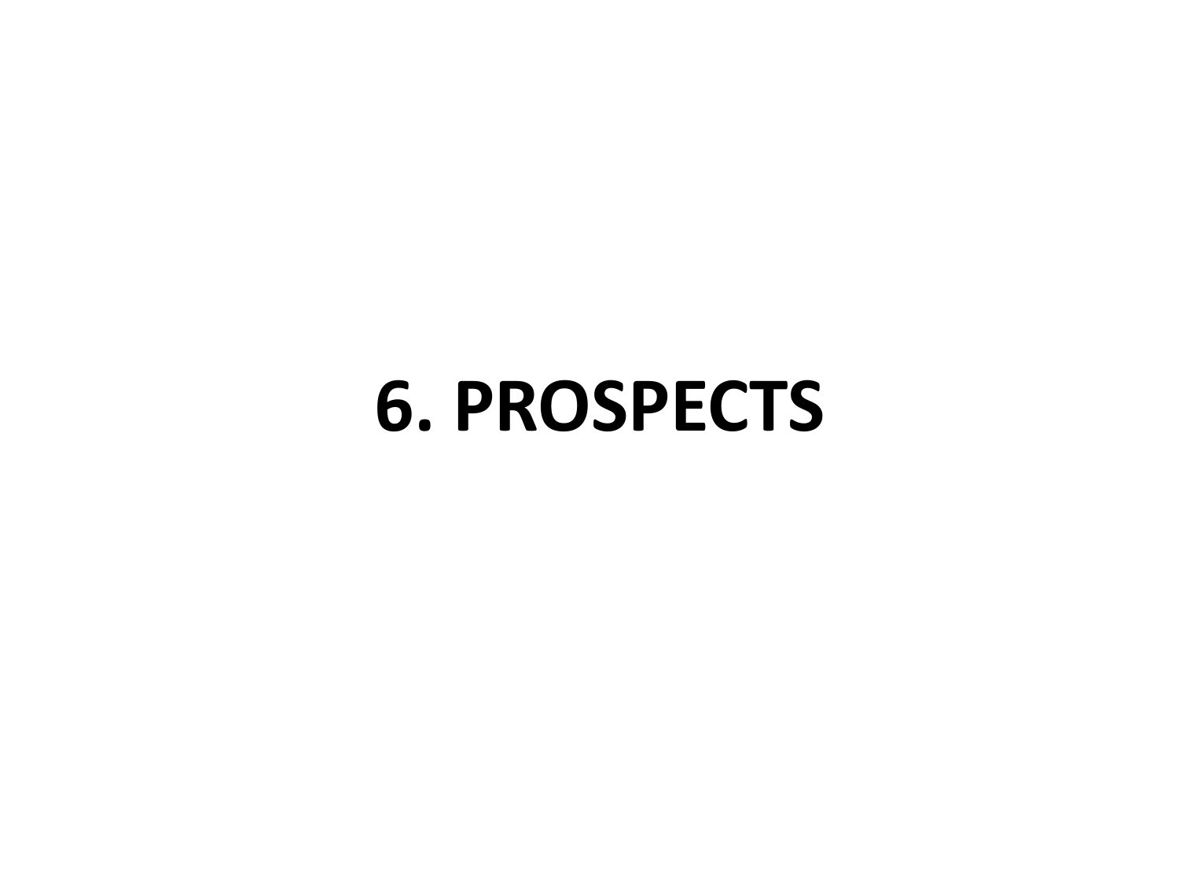# 6. PROSPECTS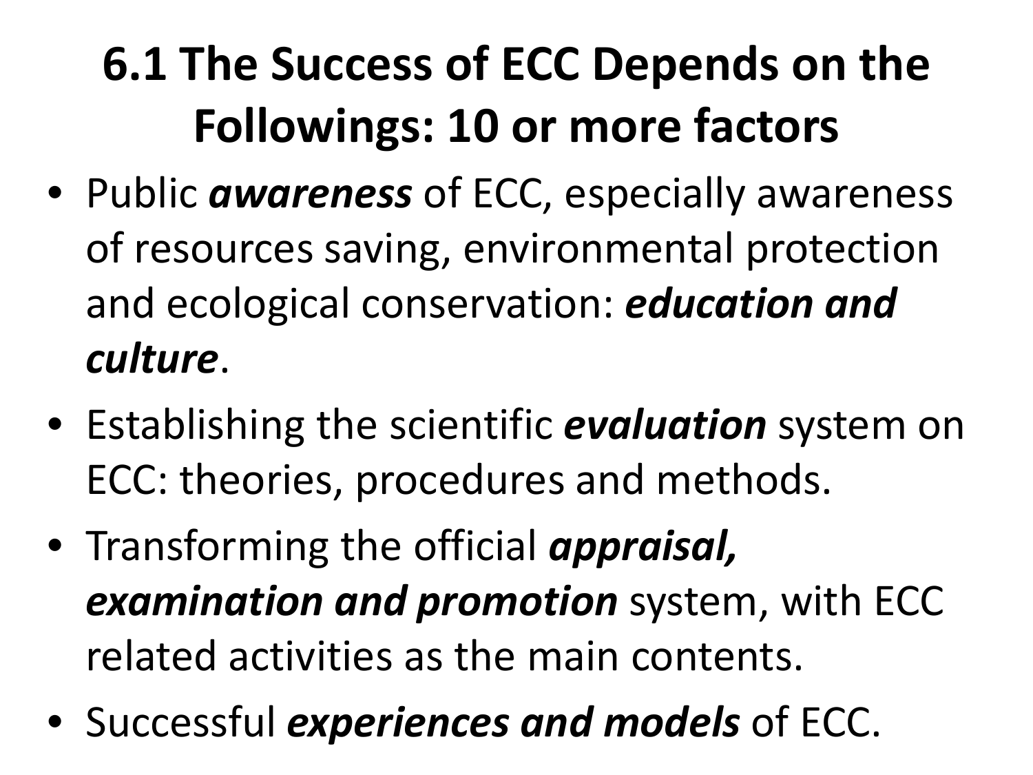# 6.1 The Success of ECC Depends on the Followings: 10 or more factors

- Public ***awareness*** of ECC, especially awareness of resources saving, environmental protection and ecological conservation: ***education and culture***.
- Establishing the scientific ***evaluation*** system on ECC: theories, procedures and methods.
- Transforming the official ***appraisal, examination and promotion*** system, with ECC related activities as the main contents.
- Successful ***experiences and models*** of ECC.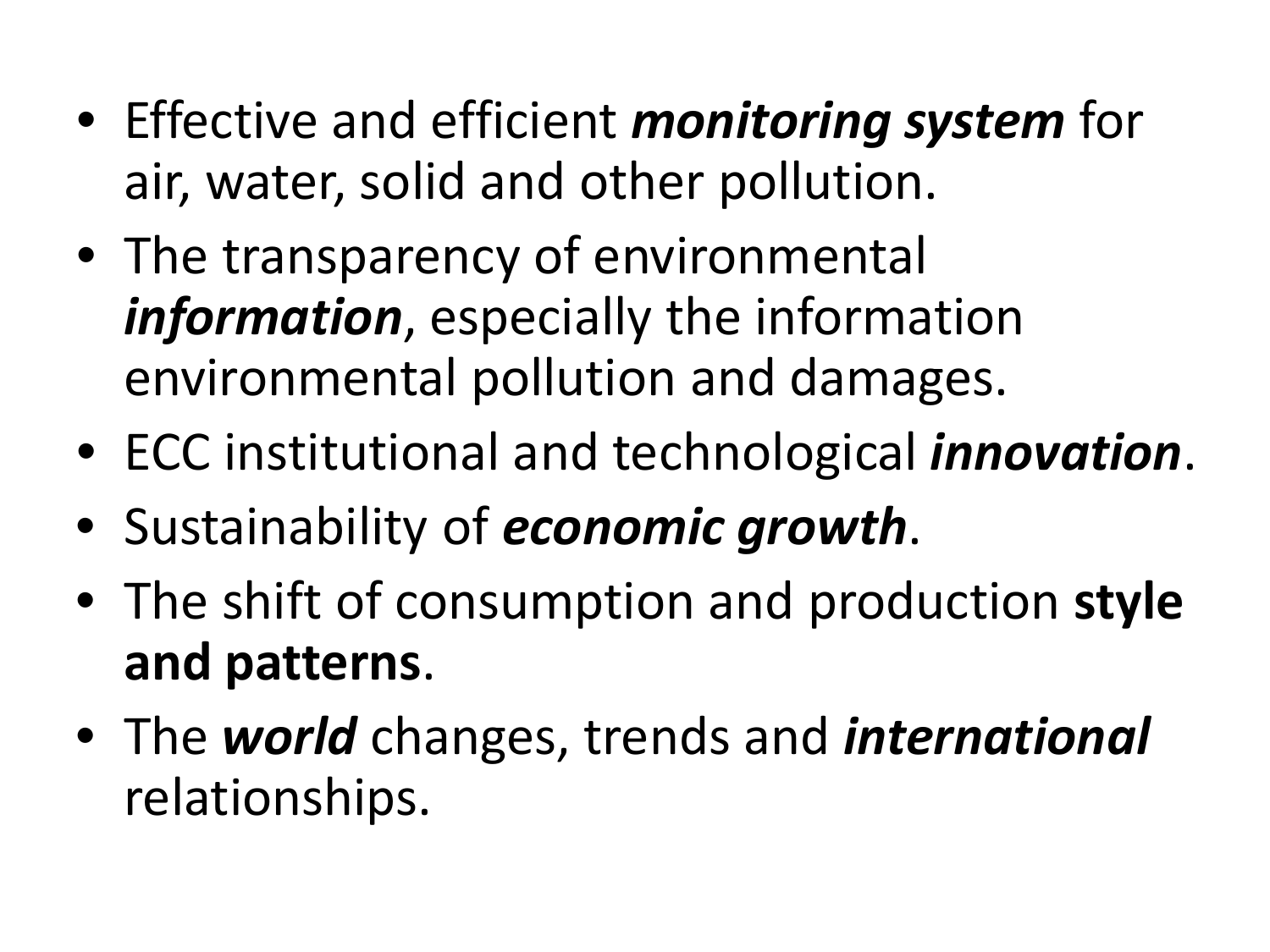- Effective and efficient ***monitoring system*** for air, water, solid and other pollution.
- The transparency of environmental ***information***, especially the information environmental pollution and damages.
- ECC institutional and technological ***innovation***.
- Sustainability of ***economic growth***.
- The shift of consumption and production **style and patterns**.
- The ***world*** changes, trends and ***international*** relationships.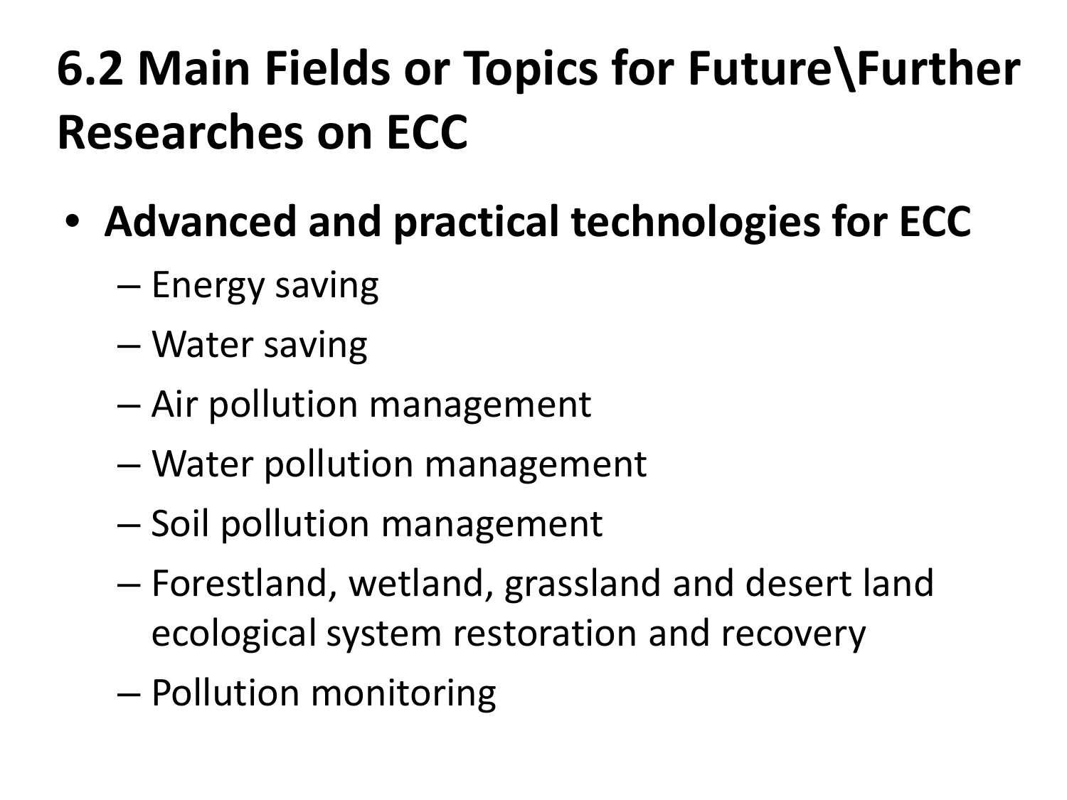# 6.2 Main Fields or Topics for Future\Further Researches on ECC

- **Advanced and practical technologies for ECC**
  - Energy saving
  - Water saving
  - Air pollution management
  - Water pollution management
  - Soil pollution management
  - Forestland, wetland, grassland and desert land ecological system restoration and recovery
  - Pollution monitoring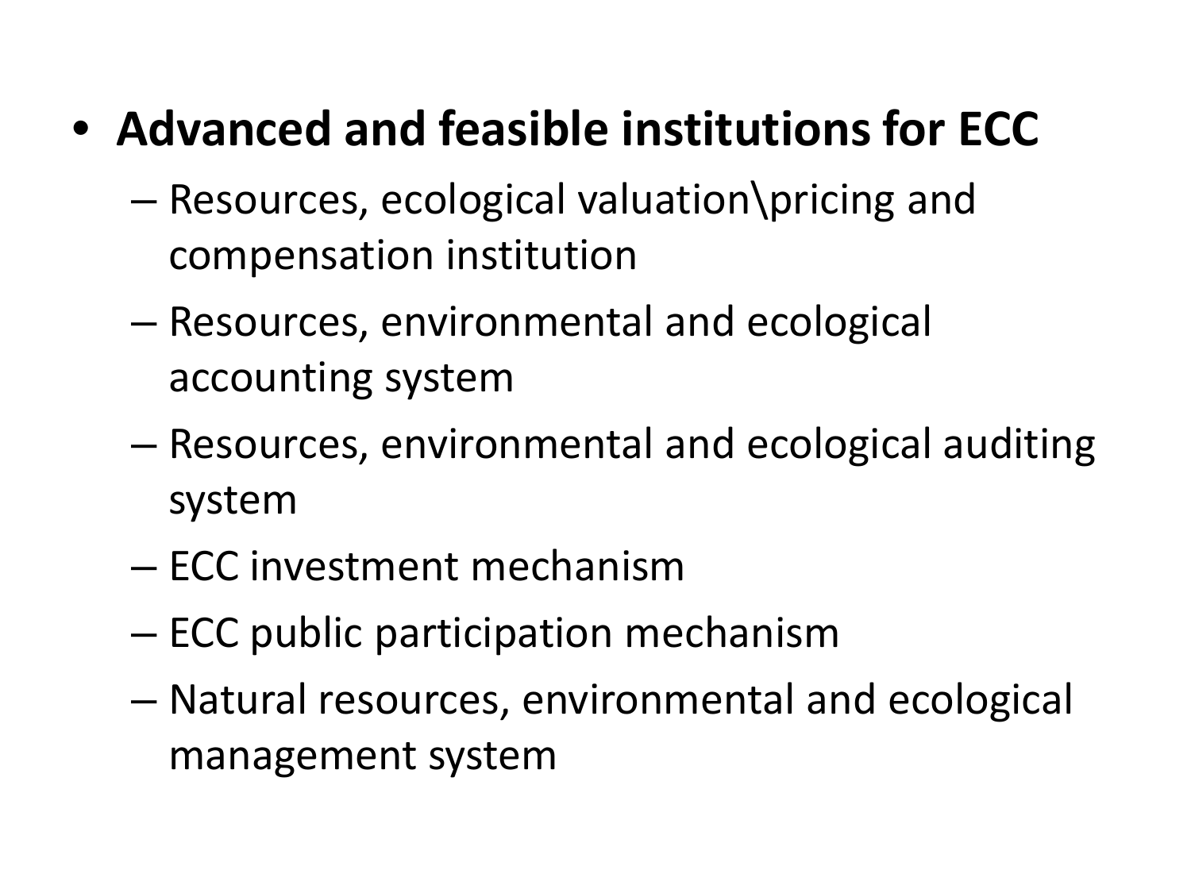- **Advanced and feasible institutions for ECC**
  - Resources, ecological valuation\pricing and compensation institution
  - Resources, environmental and ecological accounting system
  - Resources, environmental and ecological auditing system
  - ECC investment mechanism
  - ECC public participation mechanism
  - Natural resources, environmental and ecological management system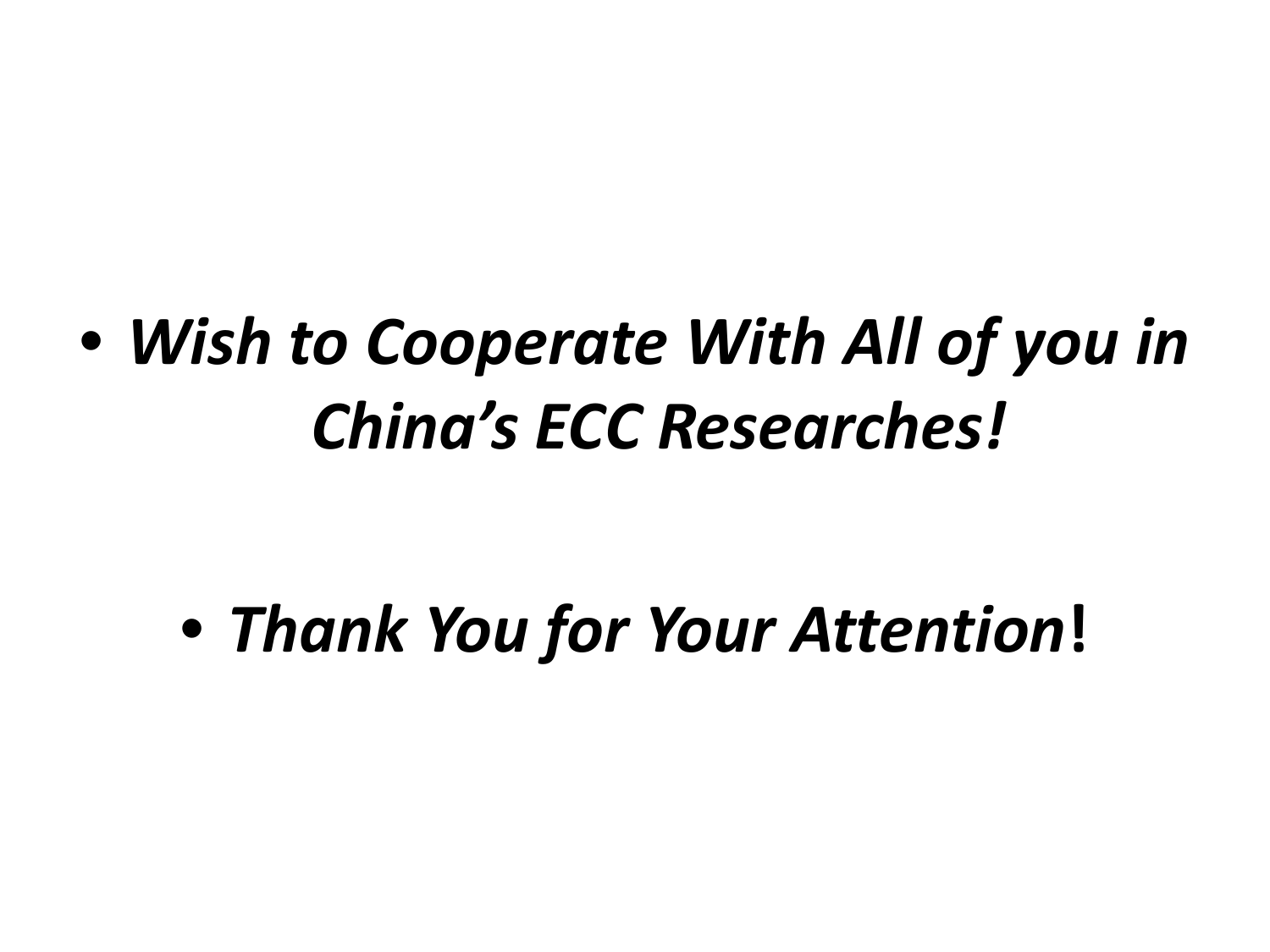- ***Wish to Cooperate With All of you in China's ECC Researches!***

- ***Thank You for Your Attention*!**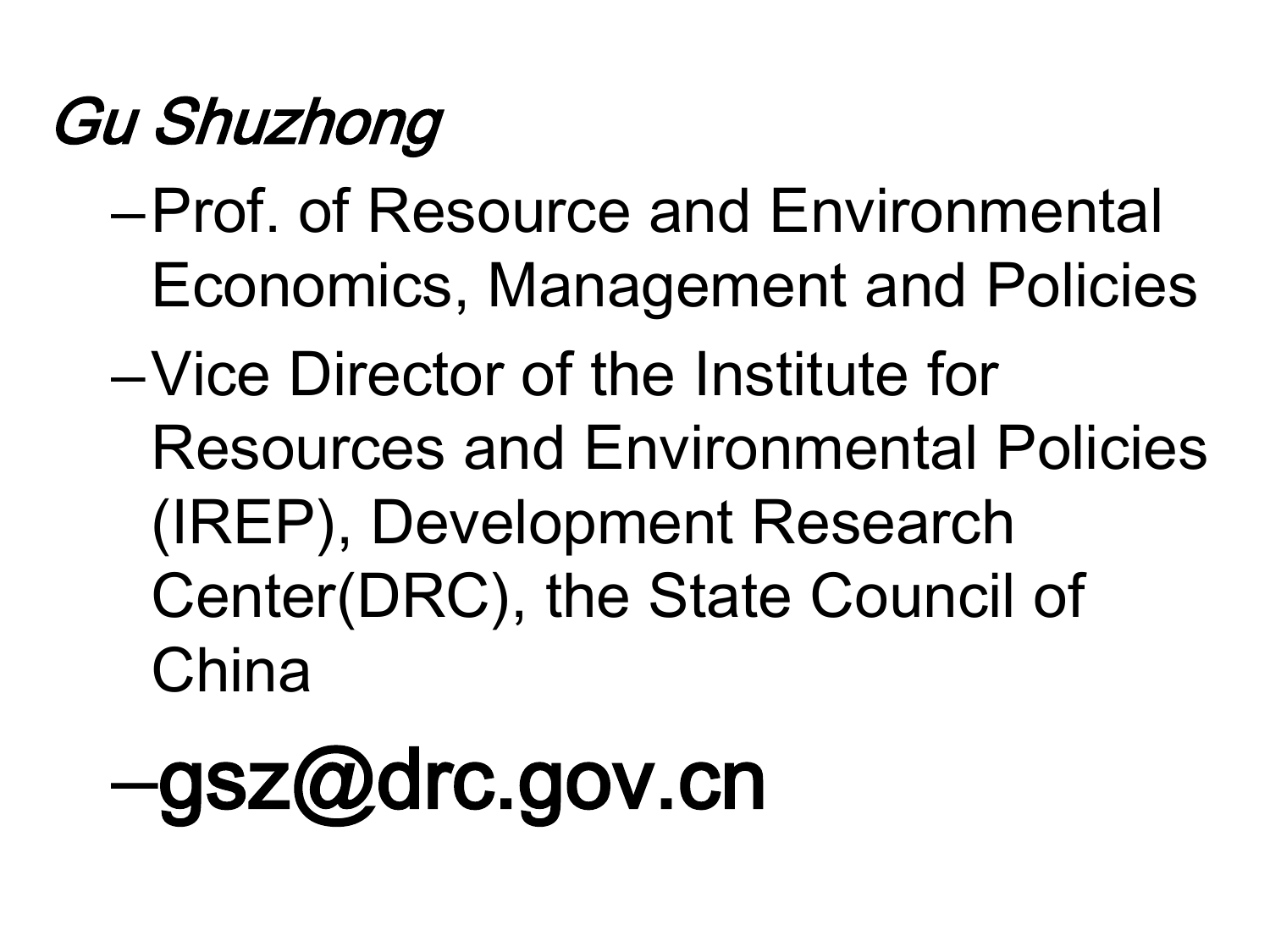*Gu Shuzhong*

- Prof. of Resource and Environmental Economics, Management and Policies
- Vice Director of the Institute for Resources and Environmental Policies (IREP), Development Research Center(DRC), the State Council of China

- **gsz@drc.gov.cn**